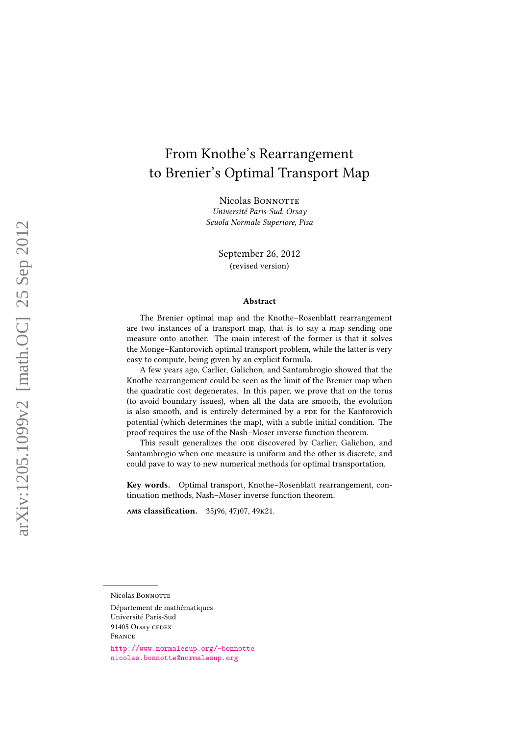# From Knothe's Rearrangement to Brenier's Optimal Transport Map

Nicolas Bonnotte
*Université Paris-Sud, Orsay*
*Scuola Normale Superiore, Pisa*

September 26, 2012
(revised version)

### Abstract

The Brenier optimal map and the Knothe–Rosenblatt rearrangement are two instances of a transport map, that is to say a map sending one measure onto another. The main interest of the former is that it solves the Monge–Kantorovich optimal transport problem, while the latter is very easy to compute, being given by an explicit formula.

A few years ago, Carlier, Galichon, and Santambrogio showed that the Knothe rearrangement could be seen as the limit of the Brenier map when the quadratic cost degenerates. In this paper, we prove that on the torus (to avoid boundary issues), when all the data are smooth, the evolution is also smooth, and is entirely determined by a PDE for the Kantorovich potential (which determines the map), with a subtle initial condition. The proof requires the use of the Nash–Moser inverse function theorem.

This result generalizes the ODE discovered by Carlier, Galichon, and Santambrogio when one measure is uniform and the other is discrete, and could pave to way to new numerical methods for optimal transportation.

**Key words.** Optimal transport, Knothe–Rosenblatt rearrangement, continuation methods, Nash–Moser inverse function theorem.

**AMS classification.** 35J96, 47J07, 49K21.

---

Nicolas Bonnotte
Département de mathématiques
Université Paris-Sud
91405 Orsay CEDEX
FRANCE

http://www.normalesup.org/~bonnotte
nicolas.bonnotte@normalesup.org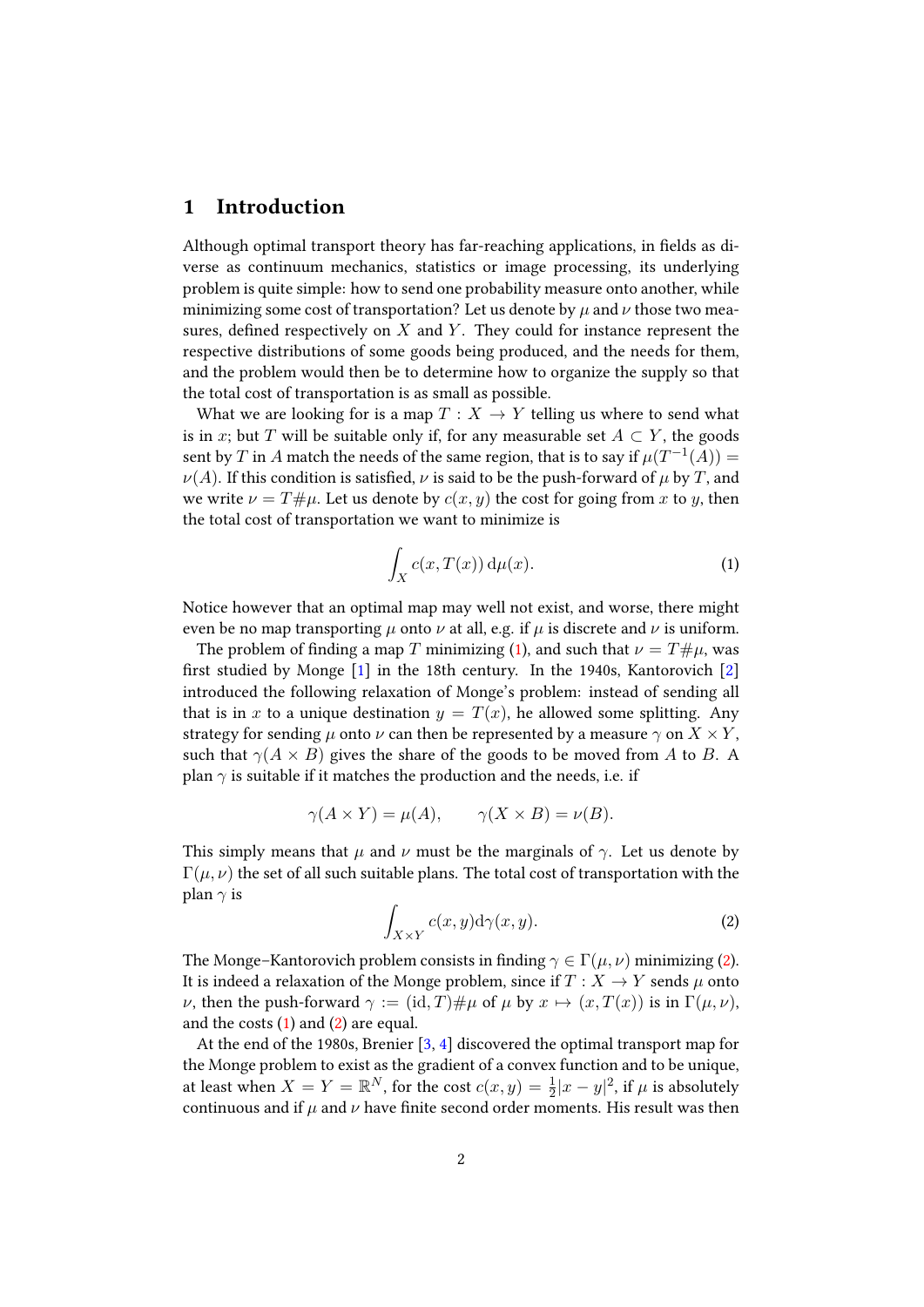# 1 Introduction

Although optimal transport theory has far-reaching applications, in fields as diverse as continuum mechanics, statistics or image processing, its underlying problem is quite simple: how to send one probability measure onto another, while minimizing some cost of transportation? Let us denote by $\mu$ and $\nu$ those two measures, defined respectively on $X$ and $Y$. They could for instance represent the respective distributions of some goods being produced, and the needs for them, and the problem would then be to determine how to organize the supply so that the total cost of transportation is as small as possible.

What we are looking for is a map $T : X \to Y$ telling us where to send what is in $x$; but $T$ will be suitable only if, for any measurable set $A \subset Y$, the goods sent by $T$ in $A$ match the needs of the same region, that is to say if $\mu(T^{-1}(A)) = \nu(A)$. If this condition is satisfied, $\nu$ is said to be the push-forward of $\mu$ by $T$, and we write $\nu = T\#\mu$. Let us denote by $c(x,y)$ the cost for going from $x$ to $y$, then the total cost of transportation we want to minimize is

$$\int_X c(x, T(x))\,\mathrm{d}\mu(x). \tag{1}$$

Notice however that an optimal map may well not exist, and worse, there might even be no map transporting $\mu$ onto $\nu$ at all, e.g. if $\mu$ is discrete and $\nu$ is uniform.

The problem of finding a map $T$ minimizing (1), and such that $\nu = T\#\mu$, was first studied by Monge [1] in the 18th century. In the 1940s, Kantorovich [2] introduced the following relaxation of Monge's problem: instead of sending all that is in $x$ to a unique destination $y = T(x)$, he allowed some splitting. Any strategy for sending $\mu$ onto $\nu$ can then be represented by a measure $\gamma$ on $X \times Y$, such that $\gamma(A \times B)$ gives the share of the goods to be moved from $A$ to $B$. A plan $\gamma$ is suitable if it matches the production and the needs, i.e. if

$$\gamma(A \times Y) = \mu(A), \qquad \gamma(X \times B) = \nu(B).$$

This simply means that $\mu$ and $\nu$ must be the marginals of $\gamma$. Let us denote by $\Gamma(\mu,\nu)$ the set of all such suitable plans. The total cost of transportation with the plan $\gamma$ is

$$\int_{X\times Y} c(x,y)\mathrm{d}\gamma(x,y). \tag{2}$$

The Monge–Kantorovich problem consists in finding $\gamma \in \Gamma(\mu,\nu)$ minimizing (2). It is indeed a relaxation of the Monge problem, since if $T : X \to Y$ sends $\mu$ onto $\nu$, then the push-forward $\gamma := (\mathrm{id}, T)\#\mu$ of $\mu$ by $x \mapsto (x, T(x))$ is in $\Gamma(\mu,\nu)$, and the costs (1) and (2) are equal.

At the end of the 1980s, Brenier [3, 4] discovered the optimal transport map for the Monge problem to exist as the gradient of a convex function and to be unique, at least when $X = Y = \mathbb{R}^N$, for the cost $c(x,y) = \frac{1}{2}|x-y|^2$, if $\mu$ is absolutely continuous and if $\mu$ and $\nu$ have finite second order moments. His result was then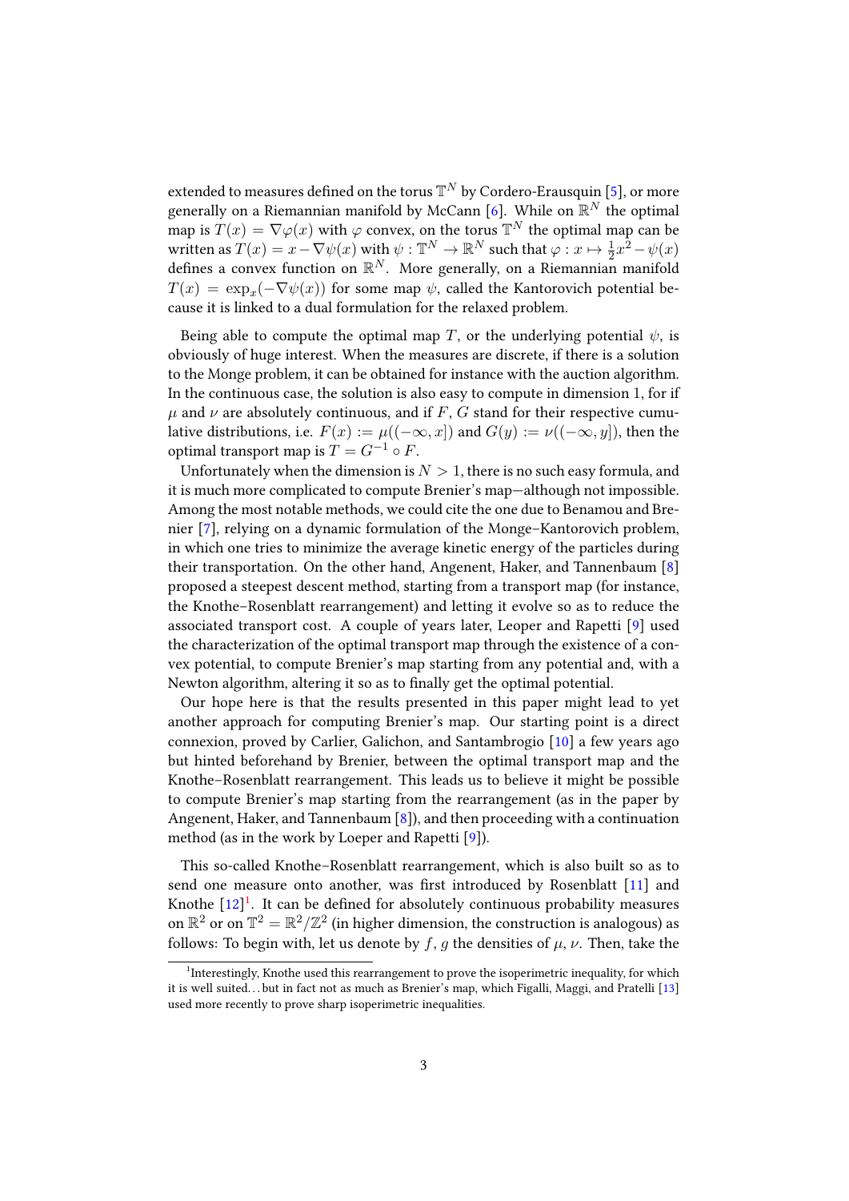extended to measures defined on the torus $\mathbb{T}^N$ by Cordero-Erausquin [5], or more generally on a Riemannian manifold by McCann [6]. While on $\mathbb{R}^N$ the optimal map is $T(x) = \nabla\varphi(x)$ with $\varphi$ convex, on the torus $\mathbb{T}^N$ the optimal map can be written as $T(x) = x - \nabla\psi(x)$ with $\psi : \mathbb{T}^N \to \mathbb{R}^N$ such that $\varphi : x \mapsto \frac{1}{2}x^2 - \psi(x)$ defines a convex function on $\mathbb{R}^N$. More generally, on a Riemannian manifold $T(x) = \exp_x(-\nabla\psi(x))$ for some map $\psi$, called the Kantorovich potential because it is linked to a dual formulation for the relaxed problem.

Being able to compute the optimal map $T$, or the underlying potential $\psi$, is obviously of huge interest. When the measures are discrete, if there is a solution to the Monge problem, it can be obtained for instance with the auction algorithm. In the continuous case, the solution is also easy to compute in dimension 1, for if $\mu$ and $\nu$ are absolutely continuous, and if $F$, $G$ stand for their respective cumulative distributions, i.e. $F(x) := \mu((-\infty, x])$ and $G(y) := \nu((-\infty, y])$, then the optimal transport map is $T = G^{-1} \circ F$.

Unfortunately when the dimension is $N > 1$, there is no such easy formula, and it is much more complicated to compute Brenier's map—although not impossible. Among the most notable methods, we could cite the one due to Benamou and Brenier [7], relying on a dynamic formulation of the Monge–Kantorovich problem, in which one tries to minimize the average kinetic energy of the particles during their transportation. On the other hand, Angenent, Haker, and Tannenbaum [8] proposed a steepest descent method, starting from a transport map (for instance, the Knothe–Rosenblatt rearrangement) and letting it evolve so as to reduce the associated transport cost. A couple of years later, Leoper and Rapetti [9] used the characterization of the optimal transport map through the existence of a convex potential, to compute Brenier's map starting from any potential and, with a Newton algorithm, altering it so as to finally get the optimal potential.

Our hope here is that the results presented in this paper might lead to yet another approach for computing Brenier's map. Our starting point is a direct connexion, proved by Carlier, Galichon, and Santambrogio [10] a few years ago but hinted beforehand by Brenier, between the optimal transport map and the Knothe–Rosenblatt rearrangement. This leads us to believe it might be possible to compute Brenier's map starting from the rearrangement (as in the paper by Angenent, Haker, and Tannenbaum [8]), and then proceeding with a continuation method (as in the work by Loeper and Rapetti [9]).

This so-called Knothe–Rosenblatt rearrangement, which is also built so as to send one measure onto another, was first introduced by Rosenblatt [11] and Knothe [12][1]. It can be defined for absolutely continuous probability measures on $\mathbb{R}^2$ or on $\mathbb{T}^2 = \mathbb{R}^2/\mathbb{Z}^2$ (in higher dimension, the construction is analogous) as follows: To begin with, let us denote by $f$, $g$ the densities of $\mu$, $\nu$. Then, take the

[1] Interestingly, Knothe used this rearrangement to prove the isoperimetric inequality, for which it is well suited… but in fact not as much as Brenier's map, which Figalli, Maggi, and Pratelli [13] used more recently to prove sharp isoperimetric inequalities.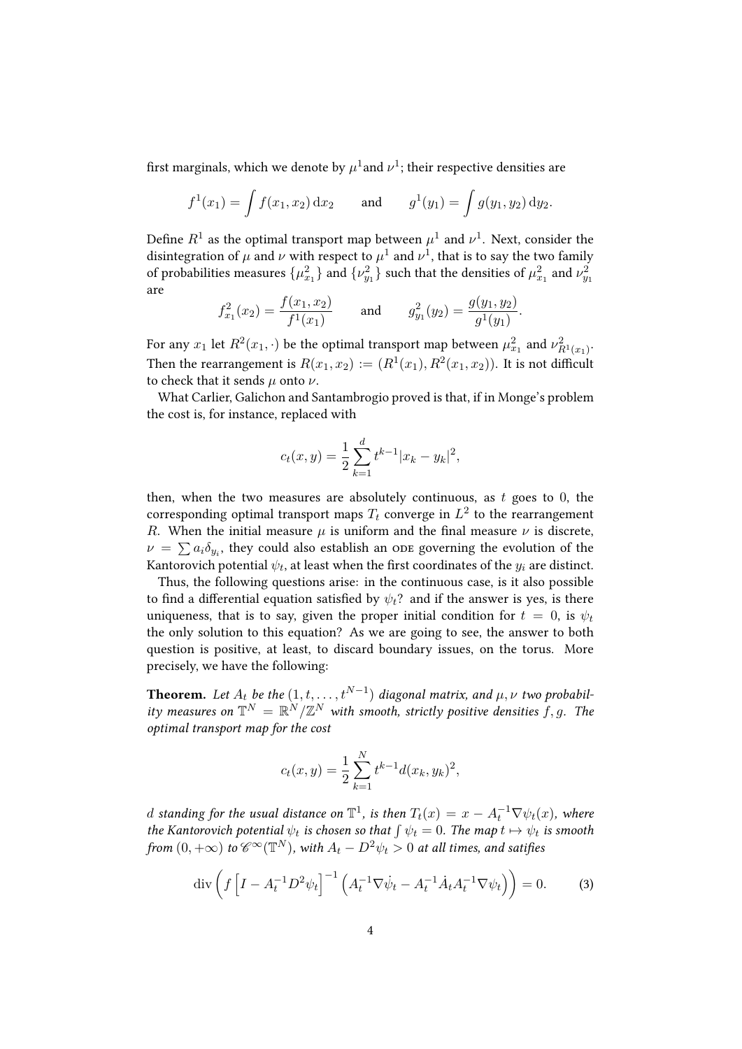first marginals, which we denote by $\mu^1$and $\nu^1$; their respective densities are

$$f^1(x_1) = \int f(x_1, x_2)\,\mathrm{d}x_2 \qquad \text{and} \qquad g^1(y_1) = \int g(y_1, y_2)\,\mathrm{d}y_2.$$

Define $R^1$ as the optimal transport map between $\mu^1$ and $\nu^1$. Next, consider the disintegration of $\mu$ and $\nu$ with respect to $\mu^1$ and $\nu^1$, that is to say the two family of probabilities measures $\{\mu^2_{x_1}\}$ and $\{\nu^2_{y_1}\}$ such that the densities of $\mu^2_{x_1}$ and $\nu^2_{y_1}$ are

$$f^2_{x_1}(x_2) = \frac{f(x_1, x_2)}{f^1(x_1)} \qquad \text{and} \qquad g^2_{y_1}(y_2) = \frac{g(y_1, y_2)}{g^1(y_1)}.$$

For any $x_1$ let $R^2(x_1, \cdot)$ be the optimal transport map between $\mu^2_{x_1}$ and $\nu^2_{R^1(x_1)}$. Then the rearrangement is $R(x_1, x_2) := (R^1(x_1), R^2(x_1, x_2))$. It is not difficult to check that it sends $\mu$ onto $\nu$.

What Carlier, Galichon and Santambrogio proved is that, if in Monge's problem the cost is, for instance, replaced with

$$c_t(x, y) = \frac{1}{2}\sum_{k=1}^{d} t^{k-1}|x_k - y_k|^2,$$

then, when the two measures are absolutely continuous, as $t$ goes to 0, the corresponding optimal transport maps $T_t$ converge in $L^2$ to the rearrangement $R$. When the initial measure $\mu$ is uniform and the final measure $\nu$ is discrete, $\nu = \sum a_i \delta_{y_i}$, they could also establish an ODE governing the evolution of the Kantorovich potential $\psi_t$, at least when the first coordinates of the $y_i$ are distinct.

Thus, the following questions arise: in the continuous case, is it also possible to find a differential equation satisfied by $\psi_t$? and if the answer is yes, is there uniqueness, that is to say, given the proper initial condition for $t = 0$, is $\psi_t$ the only solution to this equation? As we are going to see, the answer to both question is positive, at least, to discard boundary issues, on the torus. More precisely, we have the following:

**Theorem.** *Let $A_t$ be the $(1, t, \ldots, t^{N-1})$ diagonal matrix, and $\mu, \nu$ two probability measures on $\mathbb{T}^N = \mathbb{R}^N/\mathbb{Z}^N$ with smooth, strictly positive densities $f, g$. The optimal transport map for the cost*

$$c_t(x, y) = \frac{1}{2}\sum_{k=1}^{N} t^{k-1} d(x_k, y_k)^2,$$

*$d$ standing for the usual distance on $\mathbb{T}^1$, is then $T_t(x) = x - A_t^{-1}\nabla\psi_t(x)$, where the Kantorovich potential $\psi_t$ is chosen so that $\int \psi_t = 0$. The map $t \mapsto \psi_t$ is smooth from $(0, +\infty)$ to $\mathscr{C}^\infty(\mathbb{T}^N)$, with $A_t - D^2\psi_t > 0$ at all times, and satifies*

$$\operatorname{div}\left( f\left[I - A_t^{-1}D^2\psi_t\right]^{-1}\left(A_t^{-1}\nabla\dot{\psi}_t - A_t^{-1}\dot{A}_t A_t^{-1}\nabla\psi_t\right)\right) = 0. \tag{3}$$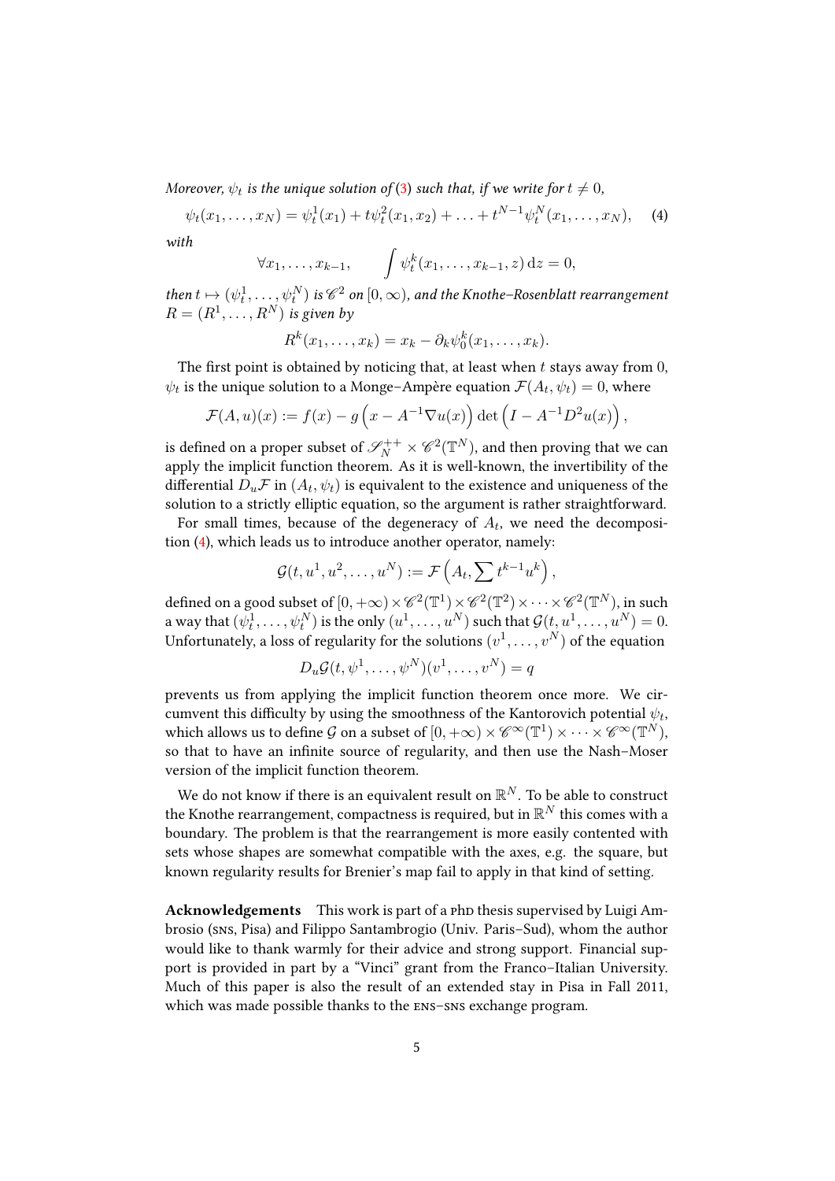*Moreover, $\psi_t$ is the unique solution of (3) such that, if we write for $t \neq 0$,*

$$\psi_t(x_1, \ldots, x_N) = \psi_t^1(x_1) + t\psi_t^2(x_1, x_2) + \ldots + t^{N-1}\psi_t^N(x_1, \ldots, x_N), \quad (4)$$

*with*

$$\forall x_1, \ldots, x_{k-1}, \qquad \int \psi_t^k(x_1, \ldots, x_{k-1}, z)\, \mathrm{d}z = 0,$$

*then $t \mapsto (\psi_t^1, \ldots, \psi_t^N)$ is $\mathscr{C}^2$ on $[0, \infty)$, and the Knothe–Rosenblatt rearrangement $R = (R^1, \ldots, R^N)$ is given by*

$$R^k(x_1, \ldots, x_k) = x_k - \partial_k \psi_0^k(x_1, \ldots, x_k).$$

The first point is obtained by noticing that, at least when $t$ stays away from 0, $\psi_t$ is the unique solution to a Monge–Ampère equation $\mathcal{F}(A_t, \psi_t) = 0$, where

$$\mathcal{F}(A, u)(x) := f(x) - g\left(x - A^{-1}\nabla u(x)\right) \det\left(I - A^{-1}D^2 u(x)\right),$$

is defined on a proper subset of $\mathscr{S}_N^{++} \times \mathscr{C}^2(\mathbb{T}^N)$, and then proving that we can apply the implicit function theorem. As it is well-known, the invertibility of the differential $D_u\mathcal{F}$ in $(A_t, \psi_t)$ is equivalent to the existence and uniqueness of the solution to a strictly elliptic equation, so the argument is rather straightforward.

For small times, because of the degeneracy of $A_t$, we need the decomposition (4), which leads us to introduce another operator, namely:

$$\mathcal{G}(t, u^1, u^2, \ldots, u^N) := \mathcal{F}\left(A_t, \sum t^{k-1}u^k\right),$$

defined on a good subset of $[0, +\infty) \times \mathscr{C}^2(\mathbb{T}^1) \times \mathscr{C}^2(\mathbb{T}^2) \times \cdots \times \mathscr{C}^2(\mathbb{T}^N)$, in such a way that $(\psi_t^1, \ldots, \psi_t^N)$ is the only $(u^1, \ldots, u^N)$ such that $\mathcal{G}(t, u^1, \ldots, u^N) = 0$. Unfortunately, a loss of regularity for the solutions $(v^1, \ldots, v^N)$ of the equation

$$D_u\mathcal{G}(t, \psi^1, \ldots, \psi^N)(v^1, \ldots, v^N) = q$$

prevents us from applying the implicit function theorem once more. We circumvent this difficulty by using the smoothness of the Kantorovich potential $\psi_t$, which allows us to define $\mathcal{G}$ on a subset of $[0, +\infty) \times \mathscr{C}^\infty(\mathbb{T}^1) \times \cdots \times \mathscr{C}^\infty(\mathbb{T}^N)$, so that to have an infinite source of regularity, and then use the Nash–Moser version of the implicit function theorem.

We do not know if there is an equivalent result on $\mathbb{R}^N$. To be able to construct the Knothe rearrangement, compactness is required, but in $\mathbb{R}^N$ this comes with a boundary. The problem is that the rearrangement is more easily contented with sets whose shapes are somewhat compatible with the axes, e.g. the square, but known regularity results for Brenier's map fail to apply in that kind of setting.

**Acknowledgements** This work is part of a PhD thesis supervised by Luigi Ambrosio (SNS, Pisa) and Filippo Santambrogio (Univ. Paris–Sud), whom the author would like to thank warmly for their advice and strong support. Financial support is provided in part by a "Vinci" grant from the Franco–Italian University. Much of this paper is also the result of an extended stay in Pisa in Fall 2011, which was made possible thanks to the ENS–SNS exchange program.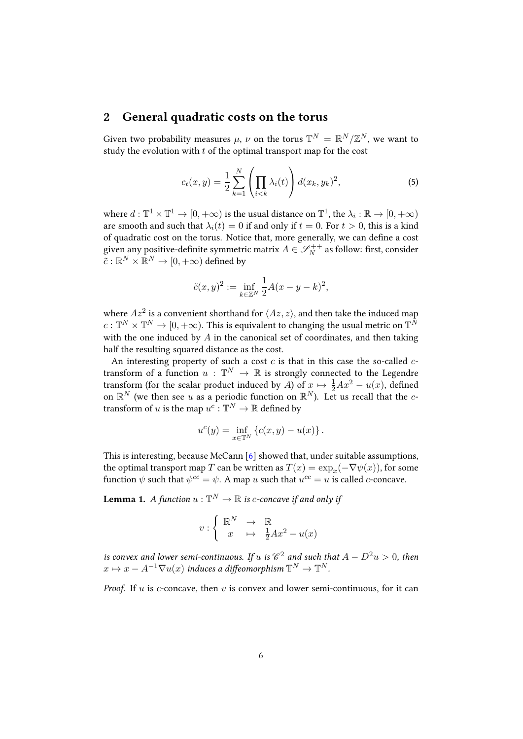## 2 General quadratic costs on the torus

Given two probability measures $\mu$, $\nu$ on the torus $\mathbb{T}^N = \mathbb{R}^N/\mathbb{Z}^N$, we want to study the evolution with $t$ of the optimal transport map for the cost

$$c_t(x, y) = \frac{1}{2} \sum_{k=1}^{N} \left( \prod_{i<k} \lambda_i(t) \right) d(x_k, y_k)^2, \tag{5}$$

where $d : \mathbb{T}^1 \times \mathbb{T}^1 \to [0, +\infty)$ is the usual distance on $\mathbb{T}^1$, the $\lambda_i : \mathbb{R} \to [0, +\infty)$ are smooth and such that $\lambda_i(t) = 0$ if and only if $t = 0$. For $t > 0$, this is a kind of quadratic cost on the torus. Notice that, more generally, we can define a cost given any positive-definite symmetric matrix $A \in \mathscr{S}_N^{++}$ as follow: first, consider $\tilde{c} : \mathbb{R}^N \times \mathbb{R}^N \to [0, +\infty)$ defined by

$$\tilde{c}(x, y)^2 := \inf_{k \in \mathbb{Z}^N} \frac{1}{2} A(x - y - k)^2,$$

where $Az^2$ is a convenient shorthand for $\langle Az, z \rangle$, and then take the induced map $c : \mathbb{T}^N \times \mathbb{T}^N \to [0, +\infty)$. This is equivalent to changing the usual metric on $\mathbb{T}^N$ with the one induced by $A$ in the canonical set of coordinates, and then taking half the resulting squared distance as the cost.

An interesting property of such a cost $c$ is that in this case the so-called $c$-transform of a function $u : \mathbb{T}^N \to \mathbb{R}$ is strongly connected to the Legendre transform (for the scalar product induced by $A$) of $x \mapsto \frac{1}{2}Ax^2 - u(x)$, defined on $\mathbb{R}^N$ (we then see $u$ as a periodic function on $\mathbb{R}^N$). Let us recall that the $c$-transform of $u$ is the map $u^c : \mathbb{T}^N \to \mathbb{R}$ defined by

$$u^c(y) = \inf_{x \in \mathbb{T}^N} \left\{ c(x, y) - u(x) \right\}.$$

This is interesting, because McCann [6] showed that, under suitable assumptions, the optimal transport map $T$ can be written as $T(x) = \exp_x(-\nabla\psi(x))$, for some function $\psi$ such that $\psi^{cc} = \psi$. A map $u$ such that $u^{cc} = u$ is called $c$-concave.

**Lemma 1.** *A function $u : \mathbb{T}^N \to \mathbb{R}$ is $c$-concave if and only if*

$$v : \left\{ \begin{array}{ccc} \mathbb{R}^N & \to & \mathbb{R} \\ x & \mapsto & \frac{1}{2}Ax^2 - u(x) \end{array} \right.$$

*is convex and lower semi-continuous. If $u$ is $\mathscr{C}^2$ and such that $A - D^2u > 0$, then $x \mapsto x - A^{-1}\nabla u(x)$ induces a diffeomorphism $\mathbb{T}^N \to \mathbb{T}^N$.*

*Proof.* If $u$ is $c$-concave, then $v$ is convex and lower semi-continuous, for it can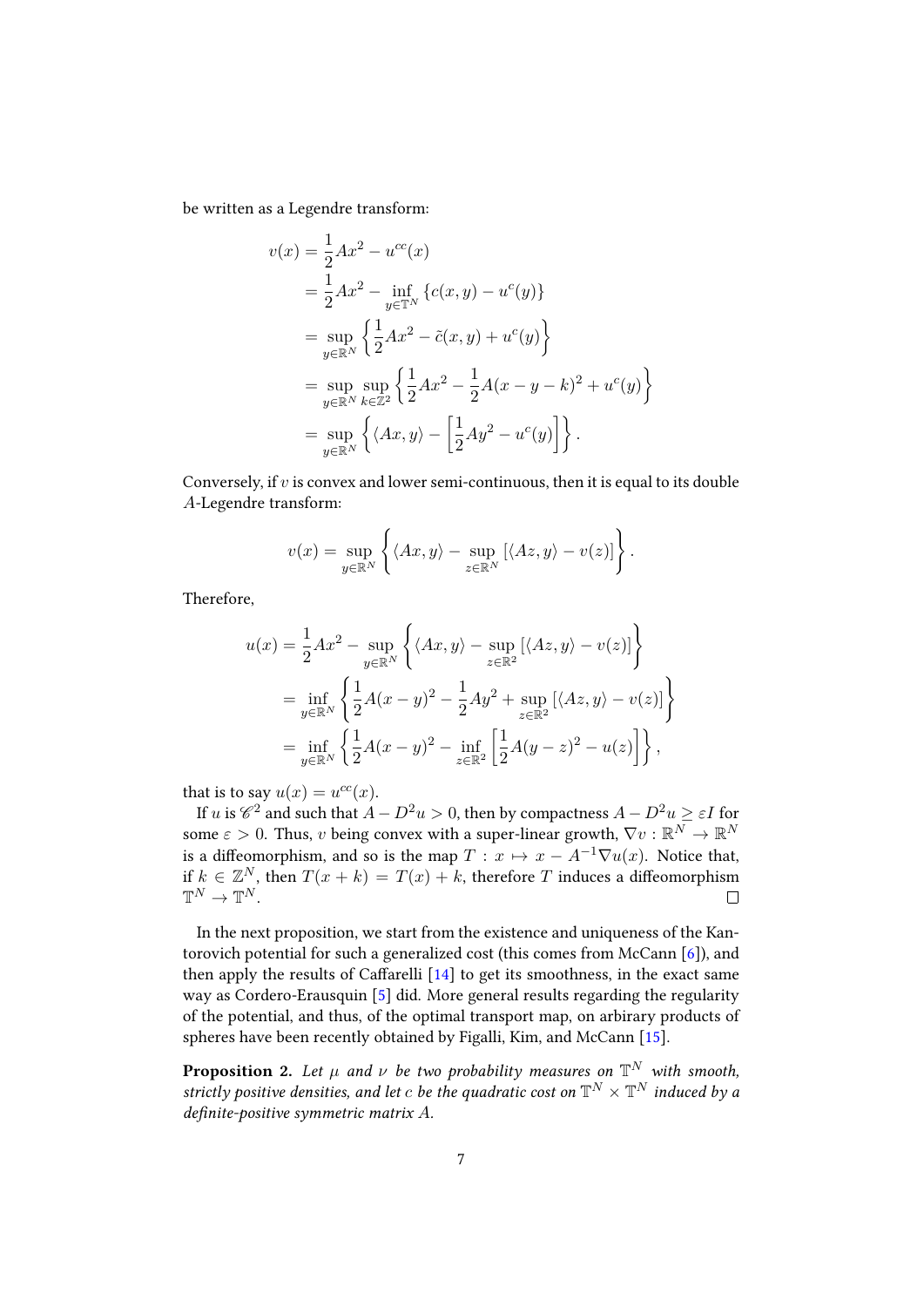be written as a Legendre transform:

$$
\begin{aligned}
v(x) &= \frac{1}{2}Ax^2 - u^{cc}(x) \\
&= \frac{1}{2}Ax^2 - \inf_{y\in\mathbb{T}^N}\{c(x,y) - u^c(y)\} \\
&= \sup_{y\in\mathbb{R}^N}\left\{\frac{1}{2}Ax^2 - \tilde{c}(x,y) + u^c(y)\right\} \\
&= \sup_{y\in\mathbb{R}^N}\sup_{k\in\mathbb{Z}^2}\left\{\frac{1}{2}Ax^2 - \frac{1}{2}A(x-y-k)^2 + u^c(y)\right\} \\
&= \sup_{y\in\mathbb{R}^N}\left\{\langle Ax, y\rangle - \left[\frac{1}{2}Ay^2 - u^c(y)\right]\right\}.
\end{aligned}
$$

Conversely, if $v$ is convex and lower semi-continuous, then it is equal to its double $A$-Legendre transform:

$$
v(x) = \sup_{y\in\mathbb{R}^N}\left\{\langle Ax, y\rangle - \sup_{z\in\mathbb{R}^N}\left[\langle Az, y\rangle - v(z)\right]\right\}.
$$

Therefore,

$$
\begin{aligned}
u(x) &= \frac{1}{2}Ax^2 - \sup_{y\in\mathbb{R}^N}\left\{\langle Ax, y\rangle - \sup_{z\in\mathbb{R}^2}\left[\langle Az, y\rangle - v(z)\right]\right\} \\
&= \inf_{y\in\mathbb{R}^N}\left\{\frac{1}{2}A(x-y)^2 - \frac{1}{2}Ay^2 + \sup_{z\in\mathbb{R}^2}\left[\langle Az, y\rangle - v(z)\right]\right\} \\
&= \inf_{y\in\mathbb{R}^N}\left\{\frac{1}{2}A(x-y)^2 - \inf_{z\in\mathbb{R}^2}\left[\frac{1}{2}A(y-z)^2 - u(z)\right]\right\},
\end{aligned}
$$

that is to say $u(x) = u^{cc}(x)$.

If $u$ is $\mathscr{C}^2$ and such that $A - D^2u > 0$, then by compactness $A - D^2u \geq \varepsilon I$ for some $\varepsilon > 0$. Thus, $v$ being convex with a super-linear growth, $\nabla v : \mathbb{R}^N \to \mathbb{R}^N$ is a diffeomorphism, and so is the map $T : x \mapsto x - A^{-1}\nabla u(x)$. Notice that, if $k \in \mathbb{Z}^N$, then $T(x+k) = T(x) + k$, therefore $T$ induces a diffeomorphism $\mathbb{T}^N \to \mathbb{T}^N$. $\square$

In the next proposition, we start from the existence and uniqueness of the Kantorovich potential for such a generalized cost (this comes from McCann [6]), and then apply the results of Caffarelli [14] to get its smoothness, in the exact same way as Cordero-Erausquin [5] did. More general results regarding the regularity of the potential, and thus, of the optimal transport map, on arbirary products of spheres have been recently obtained by Figalli, Kim, and McCann [15].

**Proposition 2.** *Let $\mu$ and $\nu$ be two probability measures on $\mathbb{T}^N$ with smooth, strictly positive densities, and let $c$ be the quadratic cost on $\mathbb{T}^N \times \mathbb{T}^N$ induced by a definite-positive symmetric matrix $A$.*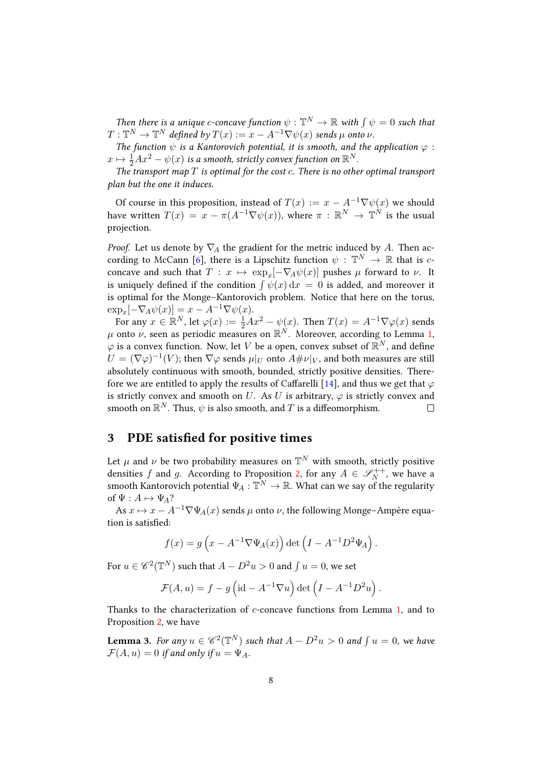*Then there is a unique $c$-concave function $\psi : \mathbb{T}^N \to \mathbb{R}$ with $\int \psi = 0$ such that $T : \mathbb{T}^N \to \mathbb{T}^N$ defined by $T(x) := x - A^{-1}\nabla\psi(x)$ sends $\mu$ onto $\nu$.*

*The function $\psi$ is a Kantorovich potential, it is smooth, and the application $\varphi : x \mapsto \frac{1}{2}Ax^2 - \psi(x)$ is a smooth, strictly convex function on $\mathbb{R}^N$.*

*The transport map $T$ is optimal for the cost $c$. There is no other optimal transport plan but the one it induces.*

Of course in this proposition, instead of $T(x) := x - A^{-1}\nabla\psi(x)$ we should have written $T(x) = x - \pi(A^{-1}\nabla\psi(x))$, where $\pi : \mathbb{R}^N \to \mathbb{T}^N$ is the usual projection.

*Proof.* Let us denote by $\nabla_A$ the gradient for the metric induced by $A$. Then according to McCann [6], there is a Lipschitz function $\psi : \mathbb{T}^N \to \mathbb{R}$ that is $c$-concave and such that $T : x \mapsto \exp_x[-\nabla_A\psi(x)]$ pushes $\mu$ forward to $\nu$. It is uniquely defined if the condition $\int \psi(x)\,\mathrm{d}x = 0$ is added, and moreover it is optimal for the Monge–Kantorovich problem. Notice that here on the torus, $\exp_x[-\nabla_A\psi(x)] = x - A^{-1}\nabla\psi(x)$.

For any $x \in \mathbb{R}^N$, let $\varphi(x) := \frac{1}{2}Ax^2 - \psi(x)$. Then $T(x) = A^{-1}\nabla\varphi(x)$ sends $\mu$ onto $\nu$, seen as periodic measures on $\mathbb{R}^N$. Moreover, according to Lemma 1, $\varphi$ is a convex function. Now, let $V$ be a open, convex subset of $\mathbb{R}^N$, and define $U = (\nabla\varphi)^{-1}(V)$; then $\nabla\varphi$ sends $\mu|_U$ onto $A\#\nu|_V$, and both measures are still absolutely continuous with smooth, bounded, strictly positive densities. Therefore we are entitled to apply the results of Caffarelli [14], and thus we get that $\varphi$ is strictly convex and smooth on $U$. As $U$ is arbitrary, $\varphi$ is strictly convex and smooth on $\mathbb{R}^N$. Thus, $\psi$ is also smooth, and $T$ is a diffeomorphism. □

## 3 PDE satisfied for positive times

Let $\mu$ and $\nu$ be two probability measures on $\mathbb{T}^N$ with smooth, strictly positive densities $f$ and $g$. According to Proposition 2, for any $A \in \mathscr{S}_N^{++}$, we have a smooth Kantorovich potential $\Psi_A : \mathbb{T}^N \to \mathbb{R}$. What can we say of the regularity of $\Psi : A \mapsto \Psi_A$?

As $x \mapsto x - A^{-1}\nabla\Psi_A(x)$ sends $\mu$ onto $\nu$, the following Monge–Ampère equation is satisfied:

$$f(x) = g\left(x - A^{-1}\nabla\Psi_A(x)\right)\det\left(I - A^{-1}D^2\Psi_A\right).$$

For $u \in \mathscr{C}^2(\mathbb{T}^N)$ such that $A - D^2u > 0$ and $\int u = 0$, we set

$$\mathcal{F}(A, u) = f - g\left(\mathrm{id} - A^{-1}\nabla u\right)\det\left(I - A^{-1}D^2u\right).$$

Thanks to the characterization of $c$-concave functions from Lemma 1, and to Proposition 2, we have

**Lemma 3.** *For any $u \in \mathscr{C}^2(\mathbb{T}^N)$ such that $A - D^2u > 0$ and $\int u = 0$, we have $\mathcal{F}(A, u) = 0$ if and only if $u = \Psi_A$.*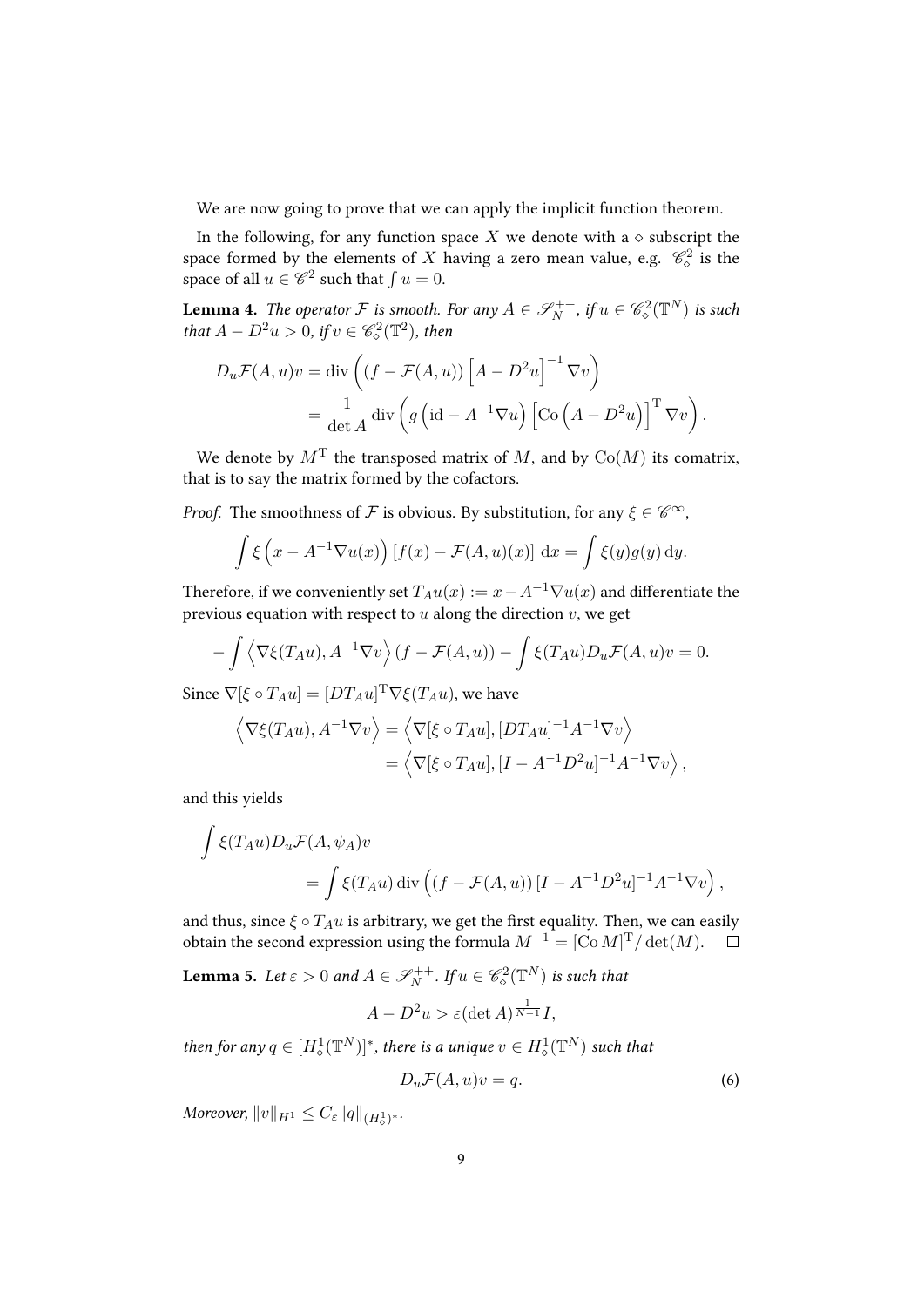We are now going to prove that we can apply the implicit function theorem.

In the following, for any function space $X$ we denote with a $\diamond$ subscript the space formed by the elements of $X$ having a zero mean value, e.g. $\mathscr{C}^2_\diamond$ is the space of all $u \in \mathscr{C}^2$ such that $\int u = 0$.

**Lemma 4.** *The operator $\mathcal{F}$ is smooth. For any $A \in \mathscr{S}_N^{++}$, if $u \in \mathscr{C}^2_\diamond(\mathbb{T}^N)$ is such that $A - D^2 u > 0$, if $v \in \mathscr{C}^2_\diamond(\mathbb{T}^2)$, then*

$$
\begin{aligned}
D_u \mathcal{F}(A,u) v &= \operatorname{div}\left( (f - \mathcal{F}(A,u)) \left[A - D^2 u\right]^{-1} \nabla v \right) \\
&= \frac{1}{\det A} \operatorname{div}\left( g\left(\mathrm{id} - A^{-1}\nabla u\right) \left[\operatorname{Co}\left(A - D^2 u\right)\right]^{\mathrm{T}} \nabla v \right).
\end{aligned}
$$

We denote by $M^{\mathrm{T}}$ the transposed matrix of $M$, and by $\operatorname{Co}(M)$ its comatrix, that is to say the matrix formed by the cofactors.

*Proof.* The smoothness of $\mathcal{F}$ is obvious. By substitution, for any $\xi \in \mathscr{C}^\infty$,

$$
\int \xi\left(x - A^{-1}\nabla u(x)\right) \left[f(x) - \mathcal{F}(A,u)(x)\right] \, \mathrm{d}x = \int \xi(y) g(y) \, \mathrm{d}y.
$$

Therefore, if we conveniently set $T_A u(x) := x - A^{-1}\nabla u(x)$ and differentiate the previous equation with respect to $u$ along the direction $v$, we get

$$
-\int \left\langle \nabla \xi(T_A u), A^{-1}\nabla v \right\rangle (f - \mathcal{F}(A,u)) - \int \xi(T_A u) D_u \mathcal{F}(A,u) v = 0.
$$

Since $\nabla[\xi \circ T_A u] = [DT_A u]^{\mathrm{T}} \nabla \xi(T_A u)$, we have

$$
\begin{aligned}
\left\langle \nabla \xi(T_A u), A^{-1}\nabla v \right\rangle &= \left\langle \nabla[\xi \circ T_A u], [DT_A u]^{-1} A^{-1} \nabla v \right\rangle \\
&= \left\langle \nabla[\xi \circ T_A u], [I - A^{-1} D^2 u]^{-1} A^{-1} \nabla v \right\rangle,
\end{aligned}
$$

and this yields

$$
\begin{aligned}
\int \xi(T_A u) & D_u \mathcal{F}(A, \psi_A) v \\
&= \int \xi(T_A u) \operatorname{div}\left( (f - \mathcal{F}(A,u)) [I - A^{-1} D^2 u]^{-1} A^{-1} \nabla v \right),
\end{aligned}
$$

and thus, since $\xi \circ T_A u$ is arbitrary, we get the first equality. Then, we can easily obtain the second expression using the formula $M^{-1} = [\operatorname{Co} M]^{\mathrm{T}} / \det(M)$. $\square$

**Lemma 5.** *Let $\varepsilon > 0$ and $A \in \mathscr{S}_N^{++}$. If $u \in \mathscr{C}^2_\diamond(\mathbb{T}^N)$ is such that*

$$
A - D^2 u > \varepsilon (\det A)^{\frac{1}{N-1}} I,
$$

*then for any $q \in [H^1_\diamond(\mathbb{T}^N)]^*$, there is a unique $v \in H^1_\diamond(\mathbb{T}^N)$ such that*

$$
D_u \mathcal{F}(A,u) v = q. \tag{6}
$$

*Moreover, $\|v\|_{H^1} \leq C_\varepsilon \|q\|_{(H^1_\diamond)^*}$.*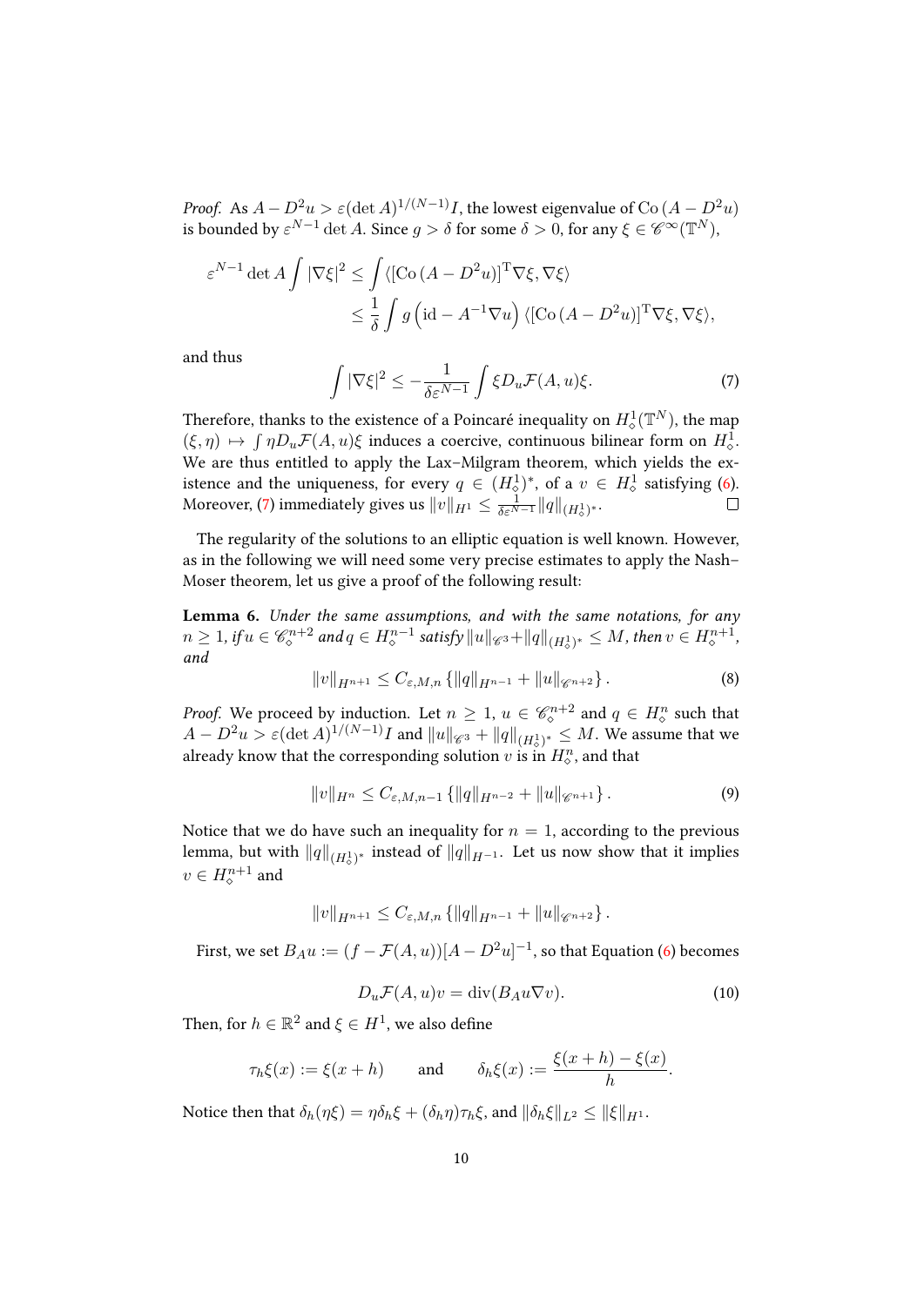*Proof.* As $A - D^2u > \varepsilon(\det A)^{1/(N-1)}I$, the lowest eigenvalue of $\operatorname{Co}(A - D^2u)$ is bounded by $\varepsilon^{N-1}\det A$. Since $g > \delta$ for some $\delta > 0$, for any $\xi \in \mathscr{C}^\infty(\mathbb{T}^N)$,

$$\varepsilon^{N-1}\det A \int |\nabla\xi|^2 \leq \int \langle [\operatorname{Co}(A - D^2u)]^{\mathrm{T}}\nabla\xi, \nabla\xi\rangle$$
$$\leq \frac{1}{\delta}\int g\left(\mathrm{id} - A^{-1}\nabla u\right)\langle [\operatorname{Co}(A - D^2u)]^{\mathrm{T}}\nabla\xi, \nabla\xi\rangle,$$

and thus

$$\int |\nabla\xi|^2 \leq -\frac{1}{\delta\varepsilon^{N-1}}\int \xi D_u\mathcal{F}(A,u)\xi. \tag{7}$$

Therefore, thanks to the existence of a Poincaré inequality on $H^1_\diamond(\mathbb{T}^N)$, the map $(\xi,\eta) \mapsto \int \eta D_u\mathcal{F}(A,u)\xi$ induces a coercive, continuous bilinear form on $H^1_\diamond$. We are thus entitled to apply the Lax–Milgram theorem, which yields the existence and the uniqueness, for every $q \in (H^1_\diamond)^*$, of a $v \in H^1_\diamond$ satisfying (6). Moreover, (7) immediately gives us $\|v\|_{H^1} \leq \frac{1}{\delta\varepsilon^{N-1}}\|q\|_{(H^1_\diamond)^*}$. $\square$

The regularity of the solutions to an elliptic equation is well known. However, as in the following we will need some very precise estimates to apply the Nash–Moser theorem, let us give a proof of the following result:

**Lemma 6.** *Under the same assumptions, and with the same notations, for any $n \geq 1$, if $u \in \mathscr{C}^{n+2}_\diamond$ and $q \in H^{n-1}_\diamond$ satisfy $\|u\|_{\mathscr{C}^3} + \|q\|_{(H^1_\diamond)^*} \leq M$, then $v \in H^{n+1}_\diamond$, and*

$$\|v\|_{H^{n+1}} \leq C_{\varepsilon,M,n}\left\{\|q\|_{H^{n-1}} + \|u\|_{\mathscr{C}^{n+2}}\right\}. \tag{8}$$

*Proof.* We proceed by induction. Let $n \geq 1$, $u \in \mathscr{C}^{n+2}_\diamond$ and $q \in H^n_\diamond$ such that $A - D^2u > \varepsilon(\det A)^{1/(N-1)}I$ and $\|u\|_{\mathscr{C}^3} + \|q\|_{(H^1_\diamond)^*} \leq M$. We assume that we already know that the corresponding solution $v$ is in $H^n_\diamond$, and that

$$\|v\|_{H^n} \leq C_{\varepsilon,M,n-1}\left\{\|q\|_{H^{n-2}} + \|u\|_{\mathscr{C}^{n+1}}\right\}. \tag{9}$$

Notice that we do have such an inequality for $n = 1$, according to the previous lemma, but with $\|q\|_{(H^1_\diamond)^*}$ instead of $\|q\|_{H^{-1}}$. Let us now show that it implies $v \in H^{n+1}_\diamond$ and

$$\|v\|_{H^{n+1}} \leq C_{\varepsilon,M,n}\left\{\|q\|_{H^{n-1}} + \|u\|_{\mathscr{C}^{n+2}}\right\}.$$

First, we set $B_Au := (f - \mathcal{F}(A,u))[A - D^2u]^{-1}$, so that Equation (6) becomes

$$D_u\mathcal{F}(A,u)v = \operatorname{div}(B_Au\nabla v). \tag{10}$$

Then, for $h \in \mathbb{R}^2$ and $\xi \in H^1$, we also define

$$\tau_h\xi(x) := \xi(x+h) \qquad \text{and} \qquad \delta_h\xi(x) := \frac{\xi(x+h) - \xi(x)}{h}.$$

Notice then that $\delta_h(\eta\xi) = \eta\delta_h\xi + (\delta_h\eta)\tau_h\xi$, and $\|\delta_h\xi\|_{L^2} \leq \|\xi\|_{H^1}$.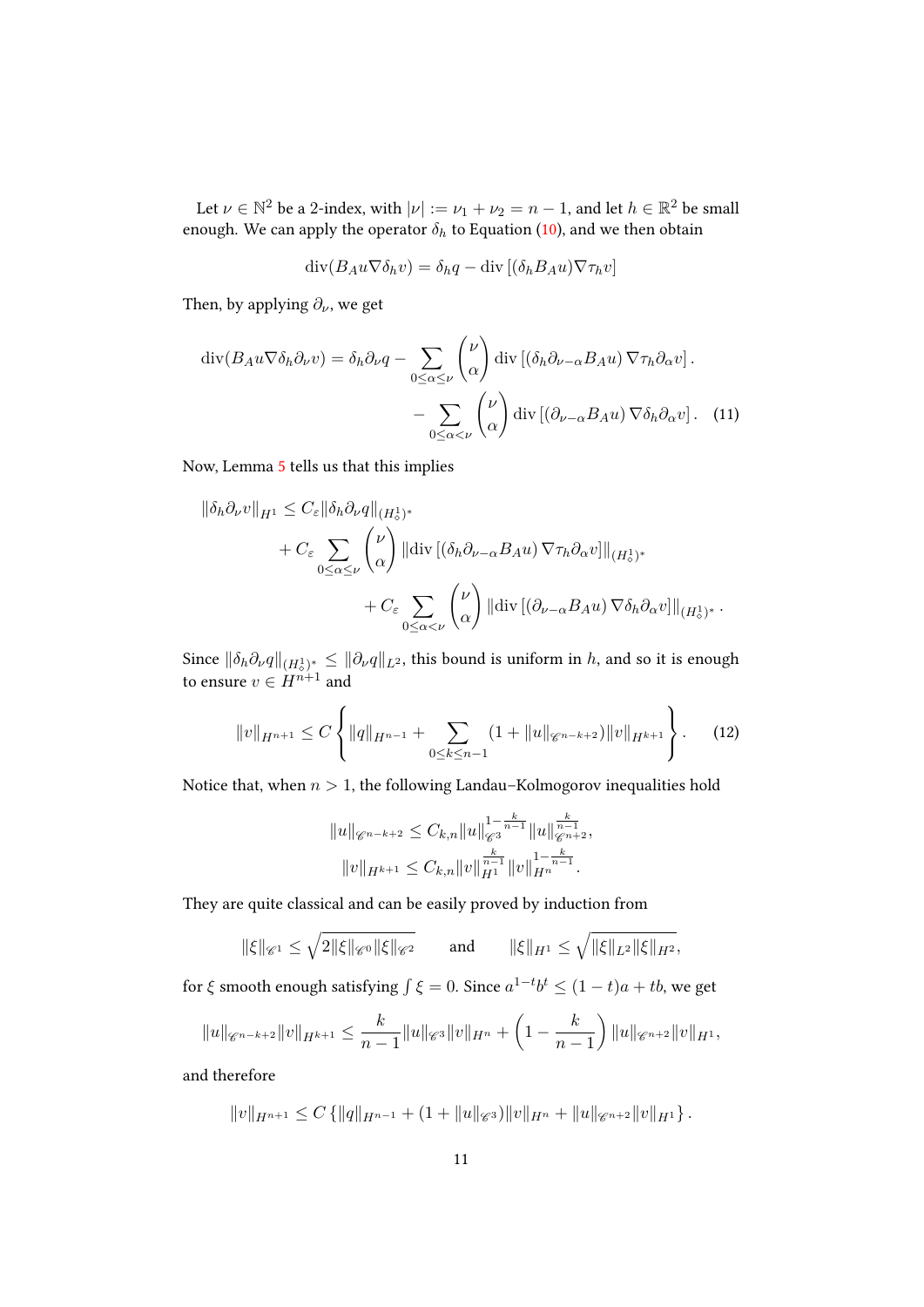Let $\nu \in \mathbb{N}^2$ be a 2-index, with $|\nu| := \nu_1 + \nu_2 = n-1$, and let $h \in \mathbb{R}^2$ be small enough. We can apply the operator $\delta_h$ to Equation (10), and we then obtain

$$\operatorname{div}(B_A u \nabla \delta_h v) = \delta_h q - \operatorname{div}\left[(\delta_h B_A u) \nabla \tau_h v\right]$$

Then, by applying $\partial_\nu$, we get

$$\begin{aligned}\operatorname{div}(B_A u \nabla \delta_h \partial_\nu v) = \delta_h \partial_\nu q - \sum_{0 \le \alpha \le \nu} \binom{\nu}{\alpha} \operatorname{div}\left[(\delta_h \partial_{\nu-\alpha} B_A u) \nabla \tau_h \partial_\alpha v\right]. \\ - \sum_{0 \le \alpha < \nu} \binom{\nu}{\alpha} \operatorname{div}\left[(\partial_{\nu-\alpha} B_A u) \nabla \delta_h \partial_\alpha v\right]. \quad (11)\end{aligned}$$

Now, Lemma 5 tells us that this implies

$$\begin{aligned}\|\delta_h \partial_\nu v\|_{H^1} \le C_\varepsilon \|\delta_h \partial_\nu q\|_{(H^1_\diamond)^*} \\ + C_\varepsilon \sum_{0 \le \alpha \le \nu} \binom{\nu}{\alpha} \left\|\operatorname{div}\left[(\delta_h \partial_{\nu-\alpha} B_A u) \nabla \tau_h \partial_\alpha v\right]\right\|_{(H^1_\diamond)^*} \\ + C_\varepsilon \sum_{0 \le \alpha < \nu} \binom{\nu}{\alpha} \left\|\operatorname{div}\left[(\partial_{\nu-\alpha} B_A u) \nabla \delta_h \partial_\alpha v\right]\right\|_{(H^1_\diamond)^*}.\end{aligned}$$

Since $\|\delta_h \partial_\nu q\|_{(H^1_\diamond)^*} \le \|\partial_\nu q\|_{L^2}$, this bound is uniform in $h$, and so it is enough to ensure $v \in H^{n+1}$ and

$$\|v\|_{H^{n+1}} \le C\left\{\|q\|_{H^{n-1}} + \sum_{0 \le k \le n-1} (1 + \|u\|_{\mathscr{C}^{n-k+2}})\|v\|_{H^{k+1}}\right\}. \quad (12)$$

Notice that, when $n > 1$, the following Landau–Kolmogorov inequalities hold

$$\|u\|_{\mathscr{C}^{n-k+2}} \le C_{k,n} \|u\|_{\mathscr{C}^3}^{1-\frac{k}{n-1}} \|u\|_{\mathscr{C}^{n+2}}^{\frac{k}{n-1}},$$
$$\|v\|_{H^{k+1}} \le C_{k,n} \|v\|_{H^1}^{\frac{k}{n-1}} \|v\|_{H^n}^{1-\frac{k}{n-1}}.$$

They are quite classical and can be easily proved by induction from

$$\|\xi\|_{\mathscr{C}^1} \le \sqrt{2\|\xi\|_{\mathscr{C}^0}\|\xi\|_{\mathscr{C}^2}} \qquad \text{and} \qquad \|\xi\|_{H^1} \le \sqrt{\|\xi\|_{L^2}\|\xi\|_{H^2}},$$

for $\xi$ smooth enough satisfying $\int \xi = 0$. Since $a^{1-t}b^t \le (1-t)a + tb$, we get

$$\|u\|_{\mathscr{C}^{n-k+2}} \|v\|_{H^{k+1}} \le \frac{k}{n-1} \|u\|_{\mathscr{C}^3} \|v\|_{H^n} + \left(1 - \frac{k}{n-1}\right) \|u\|_{\mathscr{C}^{n+2}} \|v\|_{H^1},$$

and therefore

$$\|v\|_{H^{n+1}} \le C\left\{\|q\|_{H^{n-1}} + (1 + \|u\|_{\mathscr{C}^3})\|v\|_{H^n} + \|u\|_{\mathscr{C}^{n+2}}\|v\|_{H^1}\right\}.$$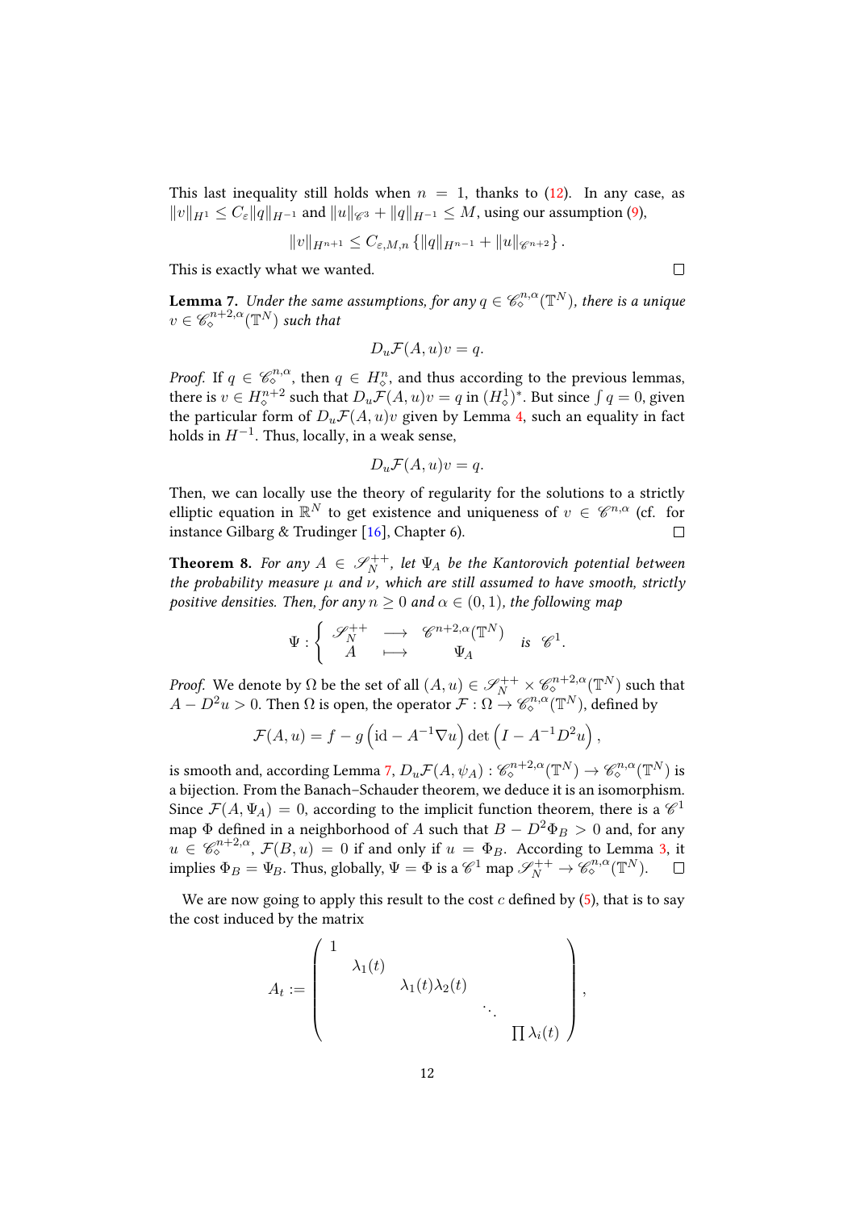This last inequality still holds when $n = 1$, thanks to (12). In any case, as $\|v\|_{H^1} \leq C_\varepsilon \|q\|_{H^{-1}}$ and $\|u\|_{\mathscr{C}^3} + \|q\|_{H^{-1}} \leq M$, using our assumption (9),

$$\|v\|_{H^{n+1}} \leq C_{\varepsilon,M,n} \left\{ \|q\|_{H^{n-1}} + \|u\|_{\mathscr{C}^{n+2}} \right\}.$$

This is exactly what we wanted. $\square$

**Lemma 7.** *Under the same assumptions, for any $q \in \mathscr{C}^{n,\alpha}_\diamond(\mathbb{T}^N)$, there is a unique $v \in \mathscr{C}^{n+2,\alpha}_\diamond(\mathbb{T}^N)$ such that*

$$D_u \mathcal{F}(A, u) v = q.$$

*Proof.* If $q \in \mathscr{C}^{n,\alpha}_\diamond$, then $q \in H^n_\diamond$, and thus according to the previous lemmas, there is $v \in H^{n+2}_\diamond$ such that $D_u \mathcal{F}(A, u) v = q$ in $(H^1_\diamond)^*$. But since $\int q = 0$, given the particular form of $D_u \mathcal{F}(A, u) v$ given by Lemma 4, such an equality in fact holds in $H^{-1}$. Thus, locally, in a weak sense,

$$D_u \mathcal{F}(A, u) v = q.$$

Then, we can locally use the theory of regularity for the solutions to a strictly elliptic equation in $\mathbb{R}^N$ to get existence and uniqueness of $v \in \mathscr{C}^{n,\alpha}$ (cf. for instance Gilbarg & Trudinger [16], Chapter 6). $\square$

**Theorem 8.** *For any $A \in \mathscr{S}^{++}_N$, let $\Psi_A$ be the Kantorovich potential between the probability measure $\mu$ and $\nu$, which are still assumed to have smooth, strictly positive densities. Then, for any $n \geq 0$ and $\alpha \in (0, 1)$, the following map*

$$\Psi : \left\{ \begin{array}{ccc} \mathscr{S}^{++}_N & \longrightarrow & \mathscr{C}^{n+2,\alpha}(\mathbb{T}^N) \\ A & \longmapsto & \Psi_A \end{array} \right. \quad \textit{is } \mathscr{C}^1.$$

*Proof.* We denote by $\Omega$ be the set of all $(A, u) \in \mathscr{S}^{++}_N \times \mathscr{C}^{n+2,\alpha}_\diamond(\mathbb{T}^N)$ such that $A - D^2 u > 0$. Then $\Omega$ is open, the operator $\mathcal{F} : \Omega \to \mathscr{C}^{n,\alpha}_\diamond(\mathbb{T}^N)$, defined by

$$\mathcal{F}(A, u) = f - g\left(\mathrm{id} - A^{-1} \nabla u\right) \det\left(I - A^{-1} D^2 u\right),$$

is smooth and, according Lemma 7, $D_u \mathcal{F}(A, \psi_A) : \mathscr{C}^{n+2,\alpha}_\diamond(\mathbb{T}^N) \to \mathscr{C}^{n,\alpha}_\diamond(\mathbb{T}^N)$ is a bijection. From the Banach–Schauder theorem, we deduce it is an isomorphism. Since $\mathcal{F}(A, \Psi_A) = 0$, according to the implicit function theorem, there is a $\mathscr{C}^1$ map $\Phi$ defined in a neighborhood of $A$ such that $B - D^2 \Phi_B > 0$ and, for any $u \in \mathscr{C}^{n+2,\alpha}_\diamond$, $\mathcal{F}(B, u) = 0$ if and only if $u = \Phi_B$. According to Lemma 3, it implies $\Phi_B = \Psi_B$. Thus, globally, $\Psi = \Phi$ is a $\mathscr{C}^1$ map $\mathscr{S}^{++}_N \to \mathscr{C}^{n,\alpha}_\diamond(\mathbb{T}^N)$. $\square$

We are now going to apply this result to the cost $c$ defined by (5), that is to say the cost induced by the matrix

$$A_t := \begin{pmatrix} 1 & & & & \\ & \lambda_1(t) & & & \\ & & \lambda_1(t)\lambda_2(t) & & \\ & & & \ddots & \\ & & & & \prod \lambda_i(t) \end{pmatrix},$$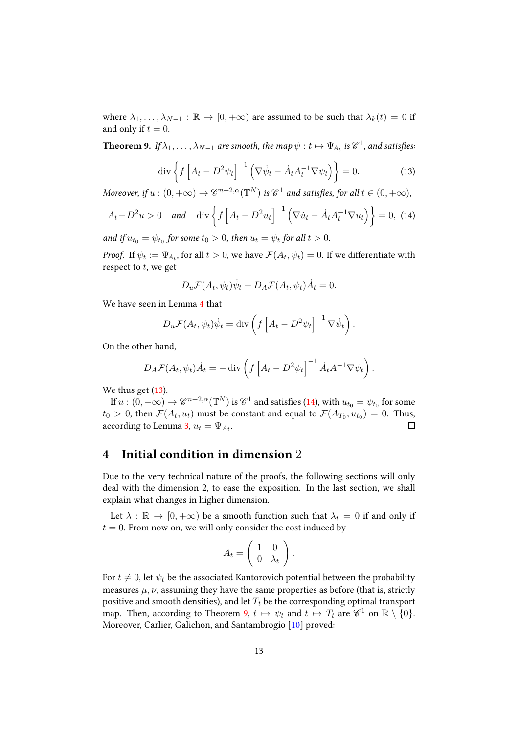where $\lambda_1, \ldots, \lambda_{N-1} : \mathbb{R} \to [0, +\infty)$ are assumed to be such that $\lambda_k(t) = 0$ if and only if $t = 0$.

**Theorem 9.** *If $\lambda_1, \ldots, \lambda_{N-1}$ are smooth, the map $\psi : t \mapsto \Psi_{A_t}$ is $\mathscr{C}^1$, and satisfies:*

$$\operatorname{div}\left\{ f\left[A_t - D^2\psi_t\right]^{-1}\left(\nabla\dot{\psi}_t - \dot{A}_t A_t^{-1}\nabla\psi_t\right)\right\} = 0. \tag{13}$$

*Moreover, if $u : (0, +\infty) \to \mathscr{C}^{n+2,\alpha}(\mathbb{T}^N)$ is $\mathscr{C}^1$ and satisfies, for all $t \in (0, +\infty)$,*

$$A_t - D^2 u > 0 \quad \text{and} \quad \operatorname{div}\left\{ f\left[A_t - D^2 u_t\right]^{-1}\left(\nabla\dot{u}_t - \dot{A}_t A_t^{-1}\nabla u_t\right)\right\} = 0, \tag{14}$$

*and if $u_{t_0} = \psi_{t_0}$ for some $t_0 > 0$, then $u_t = \psi_t$ for all $t > 0$.*

*Proof.* If $\psi_t := \Psi_{A_t}$, for all $t > 0$, we have $\mathcal{F}(A_t, \psi_t) = 0$. If we differentiate with respect to $t$, we get

$$D_u\mathcal{F}(A_t, \psi_t)\dot{\psi}_t + D_A\mathcal{F}(A_t, \psi_t)\dot{A}_t = 0.$$

We have seen in Lemma 4 that

$$D_u\mathcal{F}(A_t, \psi_t)\dot{\psi}_t = \operatorname{div}\left( f\left[A_t - D^2\psi_t\right]^{-1}\nabla\dot{\psi}_t\right).$$

On the other hand,

$$D_A\mathcal{F}(A_t, \psi_t)\dot{A}_t = -\operatorname{div}\left( f\left[A_t - D^2\psi_t\right]^{-1}\dot{A}_t A^{-1}\nabla\psi_t\right).$$

We thus get (13).

If $u : (0, +\infty) \to \mathscr{C}^{n+2,\alpha}(\mathbb{T}^N)$ is $\mathscr{C}^1$ and satisfies (14), with $u_{t_0} = \psi_{t_0}$ for some $t_0 > 0$, then $\mathcal{F}(A_t, u_t)$ must be constant and equal to $\mathcal{F}(A_{T_0}, u_{t_0}) = 0$. Thus, according to Lemma 3, $u_t = \Psi_{A_t}$. $\square$

## 4 Initial condition in dimension 2

Due to the very technical nature of the proofs, the following sections will only deal with the dimension 2, to ease the exposition. In the last section, we shall explain what changes in higher dimension.

Let $\lambda : \mathbb{R} \to [0, +\infty)$ be a smooth function such that $\lambda_t = 0$ if and only if $t = 0$. From now on, we will only consider the cost induced by

$$A_t = \begin{pmatrix} 1 & 0 \\ 0 & \lambda_t \end{pmatrix}.$$

For $t \neq 0$, let $\psi_t$ be the associated Kantorovich potential between the probability measures $\mu, \nu$, assuming they have the same properties as before (that is, strictly positive and smooth densities), and let $T_t$ be the corresponding optimal transport map. Then, according to Theorem 9, $t \mapsto \psi_t$ and $t \mapsto T_t$ are $\mathscr{C}^1$ on $\mathbb{R} \setminus \{0\}$. Moreover, Carlier, Galichon, and Santambrogio [10] proved: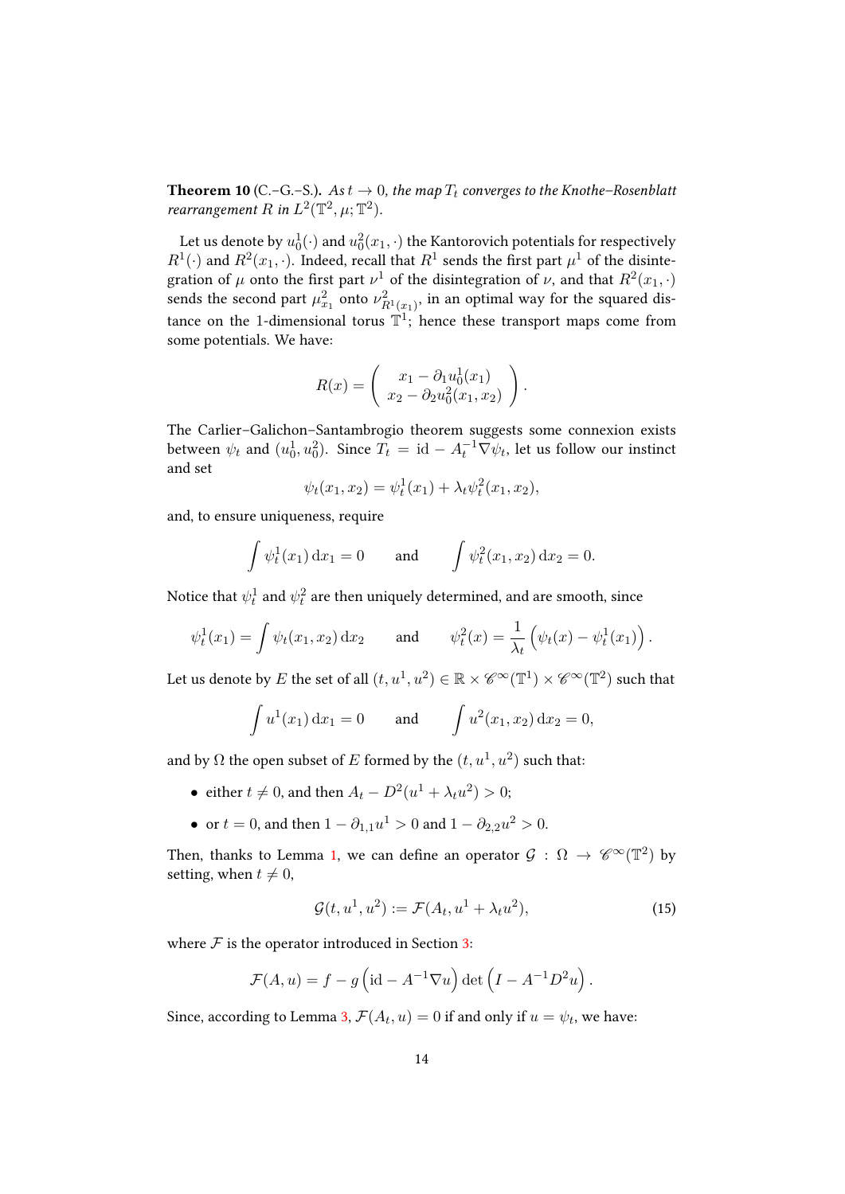**Theorem 10** (C.–G.–S.). *As $t \to 0$, the map $T_t$ converges to the Knothe–Rosenblatt rearrangement $R$ in $L^2(\mathbb{T}^2, \mu; \mathbb{T}^2)$.*

Let us denote by $u_0^1(\cdot)$ and $u_0^2(x_1, \cdot)$ the Kantorovich potentials for respectively $R^1(\cdot)$ and $R^2(x_1, \cdot)$. Indeed, recall that $R^1$ sends the first part $\mu^1$ of the disintegration of $\mu$ onto the first part $\nu^1$ of the disintegration of $\nu$, and that $R^2(x_1, \cdot)$ sends the second part $\mu^2_{x_1}$ onto $\nu^2_{R^1(x_1)}$, in an optimal way for the squared distance on the 1-dimensional torus $\mathbb{T}^1$; hence these transport maps come from some potentials. We have:

$$R(x) = \begin{pmatrix} x_1 - \partial_1 u_0^1(x_1) \\ x_2 - \partial_2 u_0^2(x_1, x_2) \end{pmatrix}.$$

The Carlier–Galichon–Santambrogio theorem suggests some connexion exists between $\psi_t$ and $(u_0^1, u_0^2)$. Since $T_t = \mathrm{id} - A_t^{-1} \nabla \psi_t$, let us follow our instinct and set

$$\psi_t(x_1, x_2) = \psi_t^1(x_1) + \lambda_t \psi_t^2(x_1, x_2),$$

and, to ensure uniqueness, require

$$\int \psi_t^1(x_1) \,\mathrm{d}x_1 = 0 \qquad \text{and} \qquad \int \psi_t^2(x_1, x_2) \,\mathrm{d}x_2 = 0.$$

Notice that $\psi_t^1$ and $\psi_t^2$ are then uniquely determined, and are smooth, since

$$\psi_t^1(x_1) = \int \psi_t(x_1, x_2) \,\mathrm{d}x_2 \qquad \text{and} \qquad \psi_t^2(x) = \frac{1}{\lambda_t} \left( \psi_t(x) - \psi_t^1(x_1) \right).$$

Let us denote by $E$ the set of all $(t, u^1, u^2) \in \mathbb{R} \times \mathscr{C}^\infty(\mathbb{T}^1) \times \mathscr{C}^\infty(\mathbb{T}^2)$ such that

$$\int u^1(x_1) \,\mathrm{d}x_1 = 0 \qquad \text{and} \qquad \int u^2(x_1, x_2) \,\mathrm{d}x_2 = 0,$$

and by $\Omega$ the open subset of $E$ formed by the $(t, u^1, u^2)$ such that:

- either $t \neq 0$, and then $A_t - D^2(u^1 + \lambda_t u^2) > 0$;
- or $t = 0$, and then $1 - \partial_{1,1} u^1 > 0$ and $1 - \partial_{2,2} u^2 > 0$.

Then, thanks to Lemma 1, we can define an operator $\mathcal{G} : \Omega \to \mathscr{C}^\infty(\mathbb{T}^2)$ by setting, when $t \neq 0$,

$$\mathcal{G}(t, u^1, u^2) := \mathcal{F}(A_t, u^1 + \lambda_t u^2), \tag{15}$$

where $\mathcal{F}$ is the operator introduced in Section 3:

$$\mathcal{F}(A, u) = f - g\left( \mathrm{id} - A^{-1} \nabla u \right) \det\left( I - A^{-1} D^2 u \right).$$

Since, according to Lemma 3, $\mathcal{F}(A_t, u) = 0$ if and only if $u = \psi_t$, we have: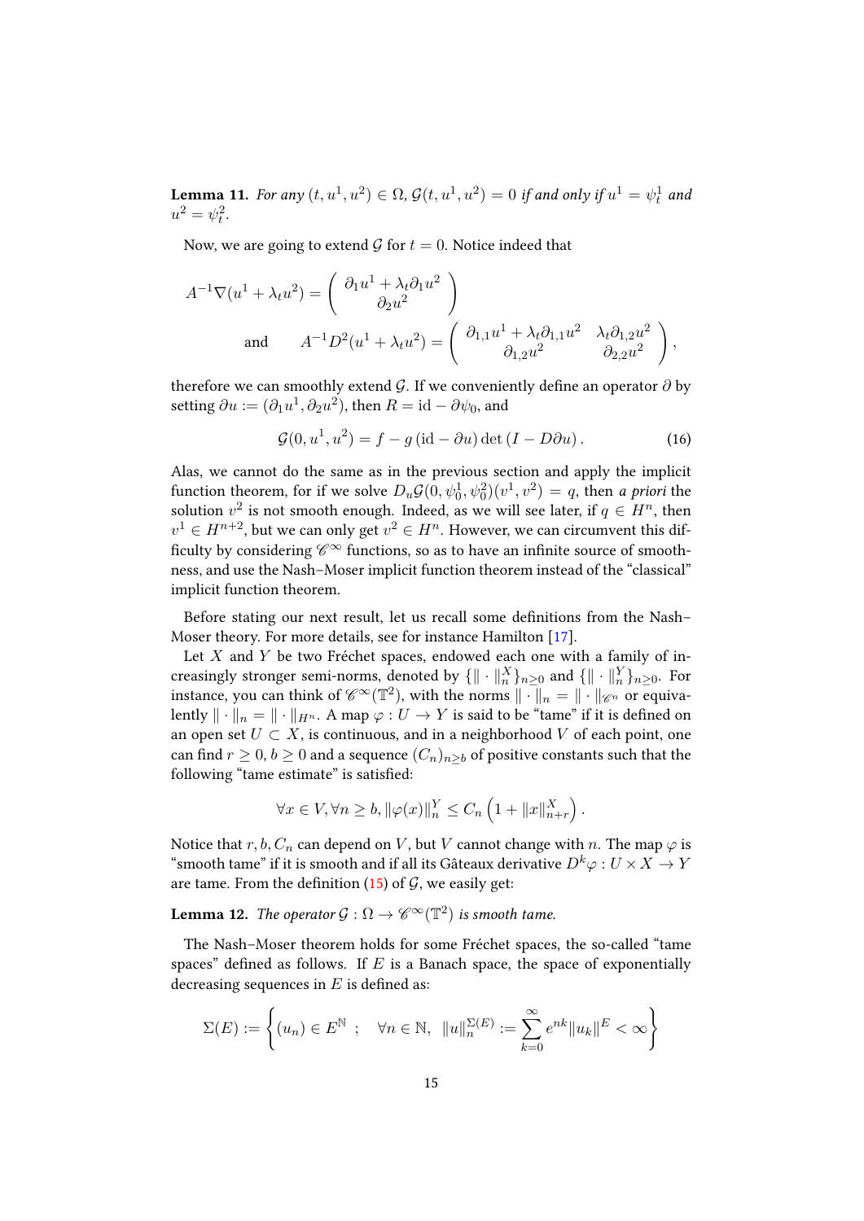**Lemma 11.** *For any $(t, u^1, u^2) \in \Omega$, $\mathcal{G}(t, u^1, u^2) = 0$ if and only if $u^1 = \psi_t^1$ and $u^2 = \psi_t^2$.*

Now, we are going to extend $\mathcal{G}$ for $t = 0$. Notice indeed that

$$A^{-1}\nabla(u^1 + \lambda_t u^2) = \begin{pmatrix} \partial_1 u^1 + \lambda_t \partial_1 u^2 \\ \partial_2 u^2 \end{pmatrix}$$

$$\text{and} \qquad A^{-1}D^2(u^1 + \lambda_t u^2) = \begin{pmatrix} \partial_{1,1} u^1 + \lambda_t \partial_{1,1} u^2 & \lambda_t \partial_{1,2} u^2 \\ \partial_{1,2} u^2 & \partial_{2,2} u^2 \end{pmatrix},$$

therefore we can smoothly extend $\mathcal{G}$. If we conveniently define an operator $\partial$ by setting $\partial u := (\partial_1 u^1, \partial_2 u^2)$, then $R = \mathrm{id} - \partial\psi_0$, and

$$\mathcal{G}(0, u^1, u^2) = f - g\,(\mathrm{id} - \partial u) \det\left(I - D\partial u\right). \tag{16}$$

Alas, we cannot do the same as in the previous section and apply the implicit function theorem, for if we solve $D_u\mathcal{G}(0, \psi_0^1, \psi_0^2)(v^1, v^2) = q$, then *a priori* the solution $v^2$ is not smooth enough. Indeed, as we will see later, if $q \in H^n$, then $v^1 \in H^{n+2}$, but we can only get $v^2 \in H^n$. However, we can circumvent this difficulty by considering $\mathscr{C}^\infty$ functions, so as to have an infinite source of smoothness, and use the Nash–Moser implicit function theorem instead of the "classical" implicit function theorem.

Before stating our next result, let us recall some definitions from the Nash–Moser theory. For more details, see for instance Hamilton [17].

Let $X$ and $Y$ be two Fréchet spaces, endowed each one with a family of increasingly stronger semi-norms, denoted by $\{\|\cdot\|_n^X\}_{n\geq 0}$ and $\{\|\cdot\|_n^Y\}_{n\geq 0}$. For instance, you can think of $\mathscr{C}^\infty(\mathbb{T}^2)$, with the norms $\|\cdot\|_n = \|\cdot\|_{\mathscr{C}^n}$ or equivalently $\|\cdot\|_n = \|\cdot\|_{H^n}$. A map $\varphi : U \to Y$ is said to be "tame" if it is defined on an open set $U \subset X$, is continuous, and in a neighborhood $V$ of each point, one can find $r \geq 0$, $b \geq 0$ and a sequence $(C_n)_{n\geq b}$ of positive constants such that the following "tame estimate" is satisfied:

$$\forall x \in V, \forall n \geq b, \|\varphi(x)\|_n^Y \leq C_n\left(1 + \|x\|_{n+r}^X\right).$$

Notice that $r, b, C_n$ can depend on $V$, but $V$ cannot change with $n$. The map $\varphi$ is "smooth tame" if it is smooth and if all its Gâteaux derivative $D^k\varphi : U \times X \to Y$ are tame. From the definition (15) of $\mathcal{G}$, we easily get:

**Lemma 12.** *The operator $\mathcal{G} : \Omega \to \mathscr{C}^\infty(\mathbb{T}^2)$ is smooth tame.*

The Nash–Moser theorem holds for some Fréchet spaces, the so-called "tame spaces" defined as follows. If $E$ is a Banach space, the space of exponentially decreasing sequences in $E$ is defined as:

$$\Sigma(E) := \left\{(u_n) \in E^{\mathbb{N}} \ ; \quad \forall n \in \mathbb{N},\ \|u\|_n^{\Sigma(E)} := \sum_{k=0}^{\infty} e^{nk}\|u_k\|^E < \infty\right\}$$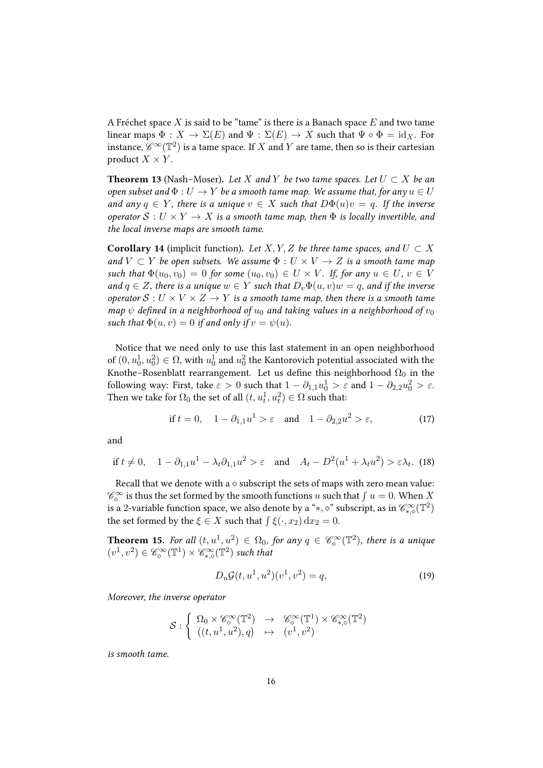A Fréchet space $X$ is said to be "tame" is there is a Banach space $E$ and two tame linear maps $\Phi : X \to \Sigma(E)$ and $\Psi : \Sigma(E) \to X$ such that $\Psi \circ \Phi = \mathrm{id}_X$. For instance, $\mathscr{C}^\infty(\mathbb{T}^2)$ is a tame space. If $X$ and $Y$ are tame, then so is their cartesian product $X \times Y$.

**Theorem 13** (Nash–Moser). *Let $X$ and $Y$ be two tame spaces. Let $U \subset X$ be an open subset and $\Phi : U \to Y$ be a smooth tame map. We assume that, for any $u \in U$ and any $q \in Y$, there is a unique $v \in X$ such that $D\Phi(u)v = q$. If the inverse operator $\mathcal{S} : U \times Y \to X$ is a smooth tame map, then $\Phi$ is locally invertible, and the local inverse maps are smooth tame.*

**Corollary 14** (implicit function). *Let $X, Y, Z$ be three tame spaces, and $U \subset X$ and $V \subset Y$ be open subsets. We assume $\Phi : U \times V \to Z$ is a smooth tame map such that $\Phi(u_0, v_0) = 0$ for some $(u_0, v_0) \in U \times V$. If, for any $u \in U$, $v \in V$ and $q \in Z$, there is a unique $w \in Y$ such that $D_v\Phi(u, v)w = q$, and if the inverse operator $\mathcal{S} : U \times V \times Z \to Y$ is a smooth tame map, then there is a smooth tame map $\psi$ defined in a neighborhood of $u_0$ and taking values in a neighborhood of $v_0$ such that $\Phi(u, v) = 0$ if and only if $v = \psi(u)$.*

Notice that we need only to use this last statement in an open neighborhood of $(0, u_0^1, u_0^2) \in \Omega$, with $u_0^1$ and $u_0^2$ the Kantorovich potential associated with the Knothe–Rosenblatt rearrangement. Let us define this neighborhood $\Omega_0$ in the following way: First, take $\varepsilon > 0$ such that $1 - \partial_{1,1}u_0^1 > \varepsilon$ and $1 - \partial_{2,2}u_0^2 > \varepsilon$. Then we take for $\Omega_0$ the set of all $(t, u_t^1, u_t^2) \in \Omega$ such that:

$$\text{if } t = 0, \quad 1 - \partial_{1,1}u^1 > \varepsilon \quad \text{and} \quad 1 - \partial_{2,2}u^2 > \varepsilon, \tag{17}$$

and

$$\text{if } t \neq 0, \quad 1 - \partial_{1,1}u^1 - \lambda_t \partial_{1,1}u^2 > \varepsilon \quad \text{and} \quad A_t - D^2(u^1 + \lambda_t u^2) > \varepsilon\lambda_t. \tag{18}$$

Recall that we denote with a $\diamond$ subscript the sets of maps with zero mean value: $\mathscr{C}^\infty_\diamond$ is thus the set formed by the smooth functions $u$ such that $\int u = 0$. When $X$ is a 2-variable function space, we also denote by a "$*, \diamond$" subscript, as in $\mathscr{C}^\infty_{*,\diamond}(\mathbb{T}^2)$ the set formed by the $\xi \in X$ such that $\int \xi(\cdot, x_2)\,\mathrm{d}x_2 = 0$.

**Theorem 15.** *For all $(t, u^1, u^2) \in \Omega_0$, for any $q \in \mathscr{C}^\infty_\diamond(\mathbb{T}^2)$, there is a unique $(v^1, v^2) \in \mathscr{C}^\infty_\diamond(\mathbb{T}^1) \times \mathscr{C}^\infty_{*,\diamond}(\mathbb{T}^2)$ such that*

$$D_u\mathcal{G}(t, u^1, u^2)(v^1, v^2) = q, \tag{19}$$

*Moreover, the inverse operator*

$$\mathcal{S} : \left\{ \begin{array}{ccc} \Omega_0 \times \mathscr{C}^\infty_\diamond(\mathbb{T}^2) & \to & \mathscr{C}^\infty_\diamond(\mathbb{T}^1) \times \mathscr{C}^\infty_{*,\diamond}(\mathbb{T}^2) \\ ((t, u^1, u^2), q) & \mapsto & (v^1, v^2) \end{array} \right.$$

*is smooth tame.*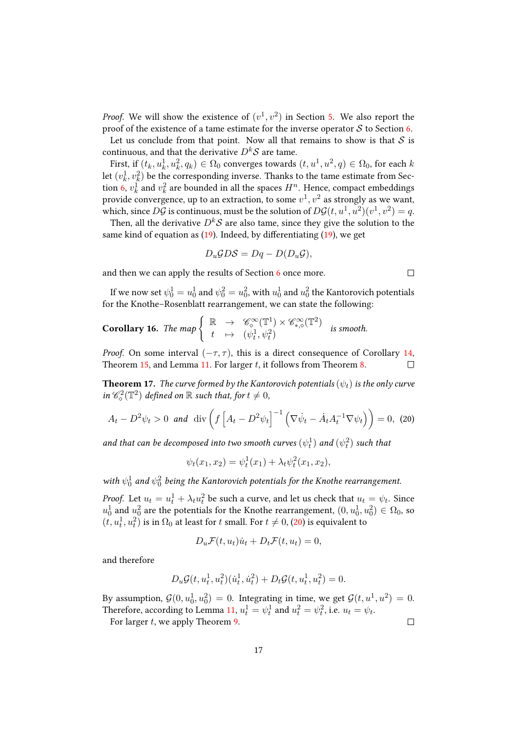*Proof.* We will show the existence of $(v^1, v^2)$ in Section 5. We also report the proof of the existence of a tame estimate for the inverse operator $\mathcal{S}$ to Section 6.

Let us conclude from that point. Now all that remains to show is that $\mathcal{S}$ is continuous, and that the derivative $D^k\mathcal{S}$ are tame.

First, if $(t_k, u_k^1, u_k^2, q_k) \in \Omega_0$ converges towards $(t, u^1, u^2, q) \in \Omega_0$, for each $k$ let $(v_k^1, v_k^2)$ be the corresponding inverse. Thanks to the tame estimate from Section 6, $v_k^1$ and $v_k^2$ are bounded in all the spaces $H^n$. Hence, compact embeddings provide convergence, up to an extraction, to some $v^1, v^2$ as strongly as we want, which, since $D\mathcal{G}$ is continuous, must be the solution of $D\mathcal{G}(t, u^1, u^2)(v^1, v^2) = q$.

Then, all the derivative $D^k\mathcal{S}$ are also tame, since they give the solution to the same kind of equation as (19). Indeed, by differentiating (19), we get

$$D_u\mathcal{G}D\mathcal{S} = Dq - D(D_u\mathcal{G}),$$

and then we can apply the results of Section 6 once more. $\square$

If we now set $\psi_0^1 = u_0^1$ and $\psi_0^2 = u_0^2$, with $u_0^1$ and $u_0^2$ the Kantorovich potentials for the Knothe–Rosenblatt rearrangement, we can state the following:

**Corollary 16.** *The map* $\left\{ \begin{array}{ccc} \mathbb{R} & \to & \mathscr{C}^\infty_\diamond(\mathbb{T}^1) \times \mathscr{C}^\infty_{*,\diamond}(\mathbb{T}^2) \\ t & \mapsto & (\psi_t^1, \psi_t^2) \end{array} \right.$ *is smooth.*

*Proof.* On some interval $(-\tau, \tau)$, this is a direct consequence of Corollary 14, Theorem 15, and Lemma 11. For larger $t$, it follows from Theorem 8. $\square$

**Theorem 17.** *The curve formed by the Kantorovich potentials $(\psi_t)$ is the only curve in $\mathscr{C}^2_\diamond(\mathbb{T}^2)$ defined on $\mathbb{R}$ such that, for $t \neq 0$,*

$$A_t - D^2\psi_t > 0 \;\text{ and }\; \operatorname{div}\left(f\left[A_t - D^2\psi_t\right]^{-1}\left(\nabla\dot\psi_t - \dot A_t A_t^{-1}\nabla\psi_t\right)\right) = 0, \quad (20)$$

*and that can be decomposed into two smooth curves $(\psi_t^1)$ and $(\psi_t^2)$ such that*

$$\psi_t(x_1, x_2) = \psi_t^1(x_1) + \lambda_t\psi_t^2(x_1, x_2),$$

*with $\psi_0^1$ and $\psi_0^2$ being the Kantorovich potentials for the Knothe rearrangement.*

*Proof.* Let $u_t = u_t^1 + \lambda_t u_t^2$ be such a curve, and let us check that $u_t = \psi_t$. Since $u_0^1$ and $u_0^2$ are the potentials for the Knothe rearrangement, $(0, u_0^1, u_0^2) \in \Omega_0$, so $(t, u_t^1, u_t^2)$ is in $\Omega_0$ at least for $t$ small. For $t \neq 0$, (20) is equivalent to

$$D_u\mathcal{F}(t, u_t)\dot u_t + D_t\mathcal{F}(t, u_t) = 0,$$

and therefore

$$D_u\mathcal{G}(t, u_t^1, u_t^2)(\dot u_t^1, \dot u_t^2) + D_t\mathcal{G}(t, u_t^1, u_t^2) = 0.$$

By assumption, $\mathcal{G}(0, u_0^1, u_0^2) = 0$. Integrating in time, we get $\mathcal{G}(t, u^1, u^2) = 0$. Therefore, according to Lemma 11, $u_t^1 = \psi_t^1$ and $u_t^2 = \psi_t^2$, i.e. $u_t = \psi_t$.

For larger $t$, we apply Theorem 9. $\square$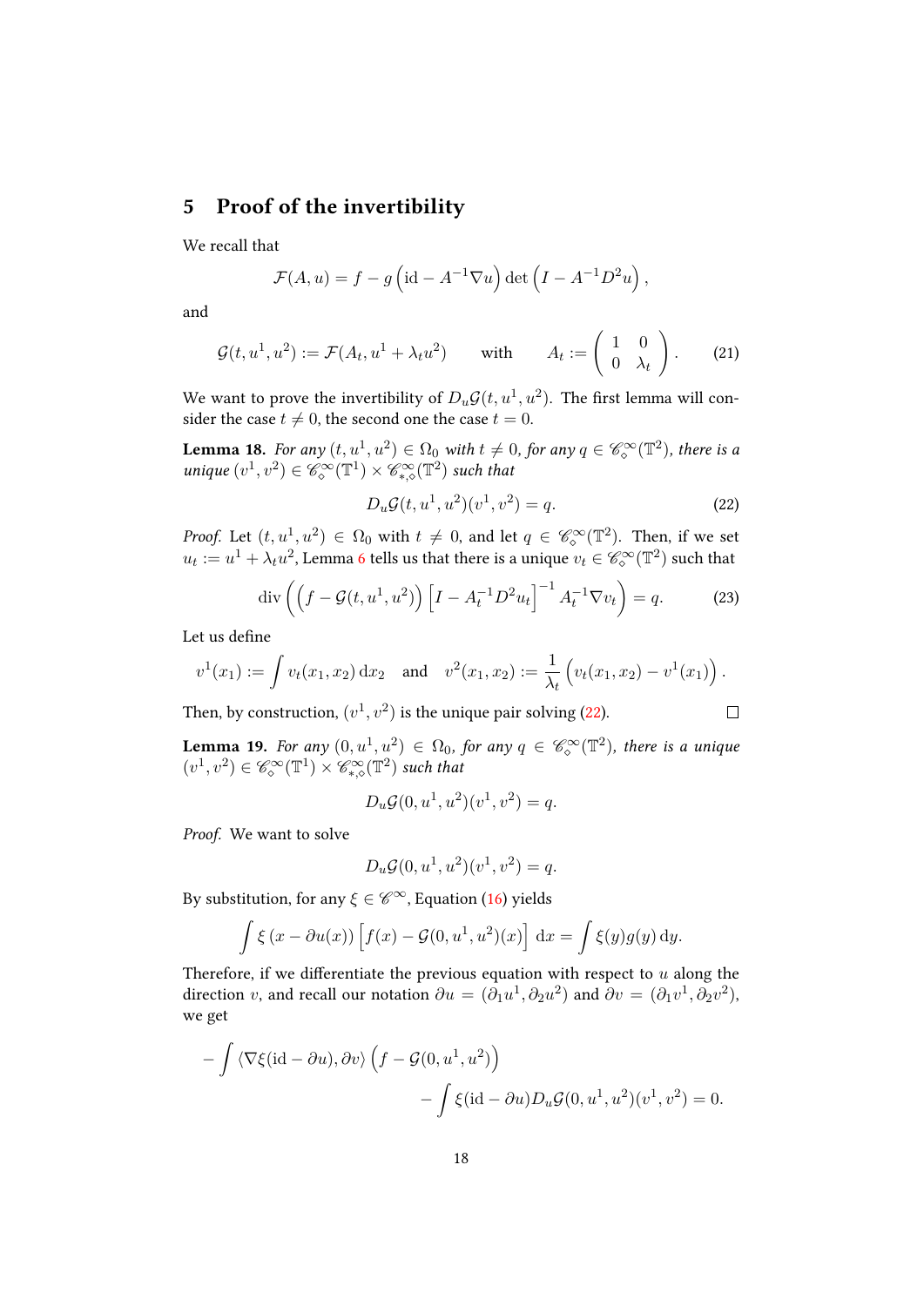## 5 Proof of the invertibility

We recall that

$$\mathcal{F}(A,u) = f - g\left(\mathrm{id} - A^{-1}\nabla u\right)\det\left(I - A^{-1}D^2 u\right),$$

and

$$\mathcal{G}(t,u^1,u^2) := \mathcal{F}(A_t, u^1 + \lambda_t u^2) \qquad \text{with} \qquad A_t := \begin{pmatrix} 1 & 0 \\ 0 & \lambda_t \end{pmatrix}. \tag{21}$$

We want to prove the invertibility of $D_u\mathcal{G}(t,u^1,u^2)$. The first lemma will consider the case $t \neq 0$, the second one the case $t = 0$.

**Lemma 18.** *For any $(t,u^1,u^2) \in \Omega_0$ with $t \neq 0$, for any $q \in \mathscr{C}^\infty_\diamond(\mathbb{T}^2)$, there is a unique $(v^1,v^2) \in \mathscr{C}^\infty_\diamond(\mathbb{T}^1) \times \mathscr{C}^\infty_{*,\diamond}(\mathbb{T}^2)$ such that*

$$D_u\mathcal{G}(t,u^1,u^2)(v^1,v^2) = q. \tag{22}$$

*Proof.* Let $(t,u^1,u^2) \in \Omega_0$ with $t \neq 0$, and let $q \in \mathscr{C}^\infty_\diamond(\mathbb{T}^2)$. Then, if we set $u_t := u^1 + \lambda_t u^2$, Lemma 6 tells us that there is a unique $v_t \in \mathscr{C}^\infty_\diamond(\mathbb{T}^2)$ such that

$$\mathrm{div}\left(\left(f - \mathcal{G}(t,u^1,u^2)\right)\left[I - A_t^{-1}D^2 u_t\right]^{-1} A_t^{-1}\nabla v_t\right) = q. \tag{23}$$

Let us define

$$v^1(x_1) := \int v_t(x_1,x_2)\,\mathrm{d}x_2 \quad \text{ and } \quad v^2(x_1,x_2) := \frac{1}{\lambda_t}\left(v_t(x_1,x_2) - v^1(x_1)\right).$$

Then, by construction, $(v^1,v^2)$ is the unique pair solving (22). □

**Lemma 19.** *For any $(0,u^1,u^2) \in \Omega_0$, for any $q \in \mathscr{C}^\infty_\diamond(\mathbb{T}^2)$, there is a unique $(v^1,v^2) \in \mathscr{C}^\infty_\diamond(\mathbb{T}^1) \times \mathscr{C}^\infty_{*,\diamond}(\mathbb{T}^2)$ such that*

$$D_u\mathcal{G}(0,u^1,u^2)(v^1,v^2) = q.$$

*Proof.* We want to solve

$$D_u\mathcal{G}(0,u^1,u^2)(v^1,v^2) = q.$$

By substitution, for any $\xi \in \mathscr{C}^\infty$, Equation (16) yields

$$\int \xi\left(x - \partial u(x)\right)\left[f(x) - \mathcal{G}(0,u^1,u^2)(x)\right]\,\mathrm{d}x = \int \xi(y)g(y)\,\mathrm{d}y.$$

Therefore, if we differentiate the previous equation with respect to $u$ along the direction $v$, and recall our notation $\partial u = (\partial_1 u^1, \partial_2 u^2)$ and $\partial v = (\partial_1 v^1, \partial_2 v^2)$, we get

$$-\int \langle \nabla\xi(\mathrm{id} - \partial u), \partial v\rangle \left(f - \mathcal{G}(0,u^1,u^2)\right) - \int \xi(\mathrm{id} - \partial u) D_u\mathcal{G}(0,u^1,u^2)(v^1,v^2) = 0.$$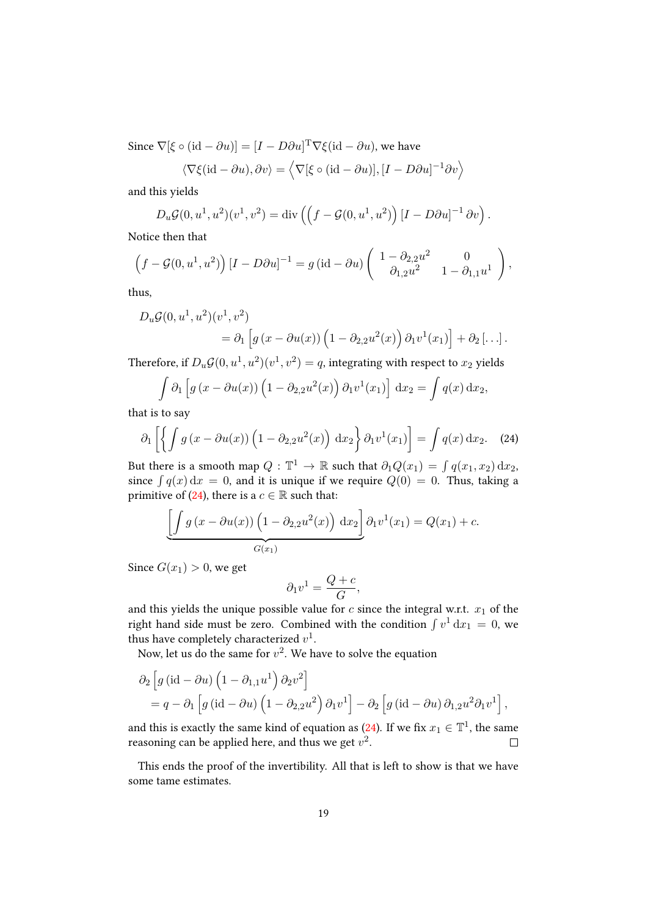Since $\nabla[\xi \circ (\mathrm{id} - \partial u)] = [I - D\partial u]^{\mathrm{T}} \nabla \xi(\mathrm{id} - \partial u)$, we have

$$\langle \nabla \xi(\mathrm{id} - \partial u), \partial v \rangle = \left\langle \nabla[\xi \circ (\mathrm{id} - \partial u)], [I - D\partial u]^{-1} \partial v \right\rangle$$

and this yields

$$D_u \mathcal{G}(0, u^1, u^2)(v^1, v^2) = \mathrm{div}\left( \left( f - \mathcal{G}(0, u^1, u^2) \right) [I - D\partial u]^{-1} \partial v \right).$$

Notice then that

$$\left( f - \mathcal{G}(0, u^1, u^2) \right) [I - D\partial u]^{-1} = g\left(\mathrm{id} - \partial u\right) \begin{pmatrix} 1 - \partial_{2,2} u^2 & 0 \\ \partial_{1,2} u^2 & 1 - \partial_{1,1} u^1 \end{pmatrix},$$

thus,

$$\begin{aligned} &D_u \mathcal{G}(0, u^1, u^2)(v^1, v^2) \\ &\qquad = \partial_1 \left[ g\left(x - \partial u(x)\right) \left(1 - \partial_{2,2} u^2(x)\right) \partial_1 v^1(x_1) \right] + \partial_2 \left[ \ldots \right]. \end{aligned}$$

Therefore, if $D_u \mathcal{G}(0, u^1, u^2)(v^1, v^2) = q$, integrating with respect to $x_2$ yields

$$\int \partial_1 \left[ g\left(x - \partial u(x)\right) \left(1 - \partial_{2,2} u^2(x)\right) \partial_1 v^1(x_1) \right] \mathrm{d}x_2 = \int q(x) \, \mathrm{d}x_2,$$

that is to say

$$\partial_1 \left[ \left\{ \int g\left(x - \partial u(x)\right) \left(1 - \partial_{2,2} u^2(x)\right) \mathrm{d}x_2 \right\} \partial_1 v^1(x_1) \right] = \int q(x) \, \mathrm{d}x_2. \quad (24)$$

But there is a smooth map $Q : \mathbb{T}^1 \to \mathbb{R}$ such that $\partial_1 Q(x_1) = \int q(x_1, x_2) \, \mathrm{d}x_2$, since $\int q(x) \, \mathrm{d}x = 0$, and it is unique if we require $Q(0) = 0$. Thus, taking a primitive of (24), there is a $c \in \mathbb{R}$ such that:

$$\underbrace{\left[ \int g\left(x - \partial u(x)\right) \left(1 - \partial_{2,2} u^2\right) \mathrm{d}x_2 \right]}_{G(x_1)} \partial_1 v^1(x_1) = Q(x_1) + c.$$

Since $G(x_1) > 0$, we get

$$\partial_1 v^1 = \frac{Q + c}{G},$$

and this yields the unique possible value for $c$ since the integral w.r.t. $x_1$ of the right hand side must be zero. Combined with the condition $\int v^1 \, \mathrm{d}x_1 = 0$, we thus have completely characterized $v^1$.

Now, let us do the same for $v^2$. We have to solve the equation

$$\begin{aligned} &\partial_2 \left[ g\left(\mathrm{id} - \partial u\right) \left(1 - \partial_{1,1} u^1\right) \partial_2 v^2 \right] \\ &\quad = q - \partial_1 \left[ g\left(\mathrm{id} - \partial u\right) \left(1 - \partial_{2,2} u^2\right) \partial_1 v^1 \right] - \partial_2 \left[ g\left(\mathrm{id} - \partial u\right) \partial_{1,2} u^2 \partial_1 v^1 \right], \end{aligned}$$

and this is exactly the same kind of equation as (24). If we fix $x_1 \in \mathbb{T}^1$, the same reasoning can be applied here, and thus we get $v^2$. ☐

This ends the proof of the invertibility. All that is left to show is that we have some tame estimates.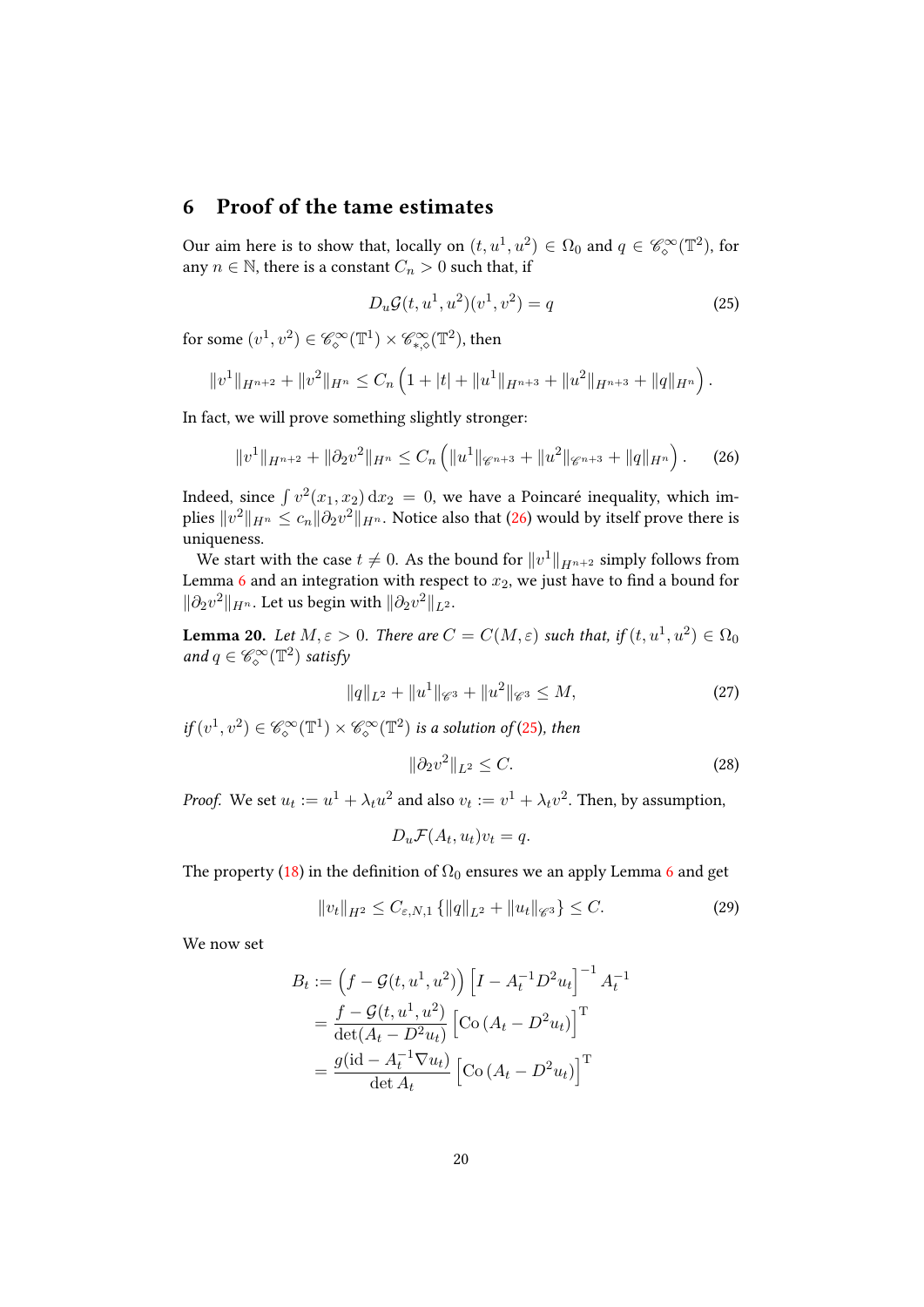## 6 Proof of the tame estimates

Our aim here is to show that, locally on $(t, u^1, u^2) \in \Omega_0$ and $q \in \mathscr{C}^\infty_\diamond(\mathbb{T}^2)$, for any $n \in \mathbb{N}$, there is a constant $C_n > 0$ such that, if

$$D_u \mathcal{G}(t, u^1, u^2)(v^1, v^2) = q \tag{25}$$

for some $(v^1, v^2) \in \mathscr{C}^\infty_\diamond(\mathbb{T}^1) \times \mathscr{C}^\infty_{*,\diamond}(\mathbb{T}^2)$, then

$$\|v^1\|_{H^{n+2}} + \|v^2\|_{H^n} \leq C_n \left(1 + |t| + \|u^1\|_{H^{n+3}} + \|u^2\|_{H^{n+3}} + \|q\|_{H^n}\right).$$

In fact, we will prove something slightly stronger:

$$\|v^1\|_{H^{n+2}} + \|\partial_2 v^2\|_{H^n} \leq C_n \left(\|u^1\|_{\mathscr{C}^{n+3}} + \|u^2\|_{\mathscr{C}^{n+3}} + \|q\|_{H^n}\right). \tag{26}$$

Indeed, since $\int v^2(x_1, x_2)\,\mathrm{d}x_2 = 0$, we have a Poincaré inequality, which implies $\|v^2\|_{H^n} \leq c_n \|\partial_2 v^2\|_{H^n}$. Notice also that (26) would by itself prove there is uniqueness.

We start with the case $t \neq 0$. As the bound for $\|v^1\|_{H^{n+2}}$ simply follows from Lemma 6 and an integration with respect to $x_2$, we just have to find a bound for $\|\partial_2 v^2\|_{H^n}$. Let us begin with $\|\partial_2 v^2\|_{L^2}$.

**Lemma 20.** *Let $M, \varepsilon > 0$. There are $C = C(M, \varepsilon)$ such that, if $(t, u^1, u^2) \in \Omega_0$ and $q \in \mathscr{C}^\infty_\diamond(\mathbb{T}^2)$ satisfy*

$$\|q\|_{L^2} + \|u^1\|_{\mathscr{C}^3} + \|u^2\|_{\mathscr{C}^3} \leq M, \tag{27}$$

*if $(v^1, v^2) \in \mathscr{C}^\infty_\diamond(\mathbb{T}^1) \times \mathscr{C}^\infty_\diamond(\mathbb{T}^2)$ is a solution of (25), then*

$$\|\partial_2 v^2\|_{L^2} \leq C. \tag{28}$$

*Proof.* We set $u_t := u^1 + \lambda_t u^2$ and also $v_t := v^1 + \lambda_t v^2$. Then, by assumption,

$$D_u \mathcal{F}(A_t, u_t) v_t = q.$$

The property (18) in the definition of $\Omega_0$ ensures we an apply Lemma 6 and get

$$\|v_t\|_{H^2} \leq C_{\varepsilon,N,1} \{\|q\|_{L^2} + \|u_t\|_{\mathscr{C}^3}\} \leq C. \tag{29}$$

We now set

$$\begin{aligned}
B_t &:= \left(f - \mathcal{G}(t, u^1, u^2)\right) \left[I - A_t^{-1} D^2 u_t\right]^{-1} A_t^{-1} \\
&= \frac{f - \mathcal{G}(t, u^1, u^2)}{\det(A_t - D^2 u_t)} \left[\mathrm{Co}\left(A_t - D^2 u_t\right)\right]^{\mathrm{T}} \\
&= \frac{g(\mathrm{id} - A_t^{-1} \nabla u_t)}{\det A_t} \left[\mathrm{Co}\left(A_t - D^2 u_t\right)\right]^{\mathrm{T}}
\end{aligned}$$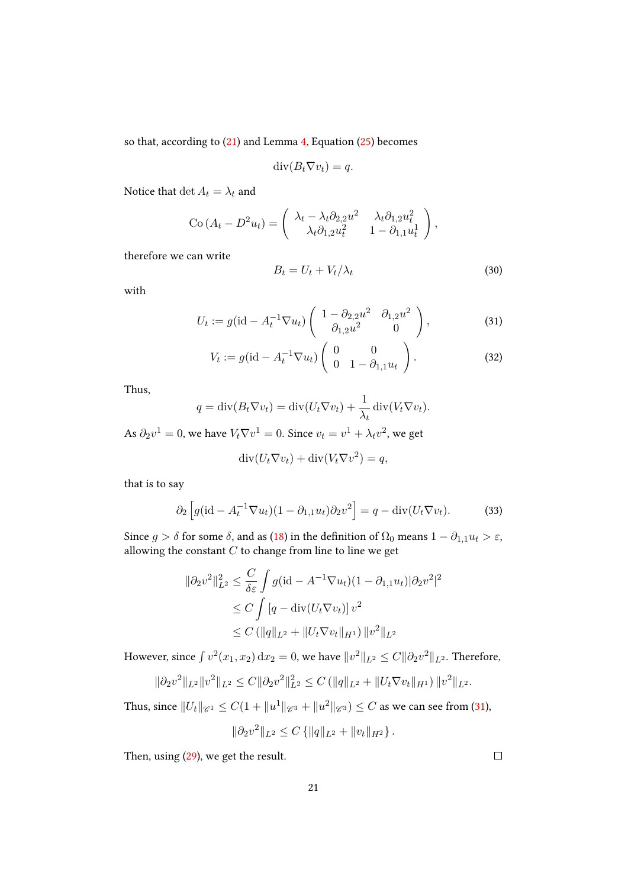so that, according to (21) and Lemma 4, Equation (25) becomes

$$\operatorname{div}(B_t \nabla v_t) = q.$$

Notice that $\det A_t = \lambda_t$ and

$$\operatorname{Co}(A_t - D^2 u_t) = \begin{pmatrix} \lambda_t - \lambda_t \partial_{2,2} u^2 & \lambda_t \partial_{1,2} u_t^2 \\ \lambda_t \partial_{1,2} u_t^2 & 1 - \partial_{1,1} u_t^1 \end{pmatrix},$$

therefore we can write

$$B_t = U_t + V_t / \lambda_t \tag{30}$$

with

$$U_t := g(\mathrm{id} - A_t^{-1} \nabla u_t) \begin{pmatrix} 1 - \partial_{2,2} u^2 & \partial_{1,2} u^2 \\ \partial_{1,2} u^2 & 0 \end{pmatrix}, \tag{31}$$

$$V_t := g(\mathrm{id} - A_t^{-1} \nabla u_t) \begin{pmatrix} 0 & 0 \\ 0 & 1 - \partial_{1,1} u_t \end{pmatrix}. \tag{32}$$

Thus,

$$q = \operatorname{div}(B_t \nabla v_t) = \operatorname{div}(U_t \nabla v_t) + \frac{1}{\lambda_t} \operatorname{div}(V_t \nabla v_t).$$

As $\partial_2 v^1 = 0$, we have $V_t \nabla v^1 = 0$. Since $v_t = v^1 + \lambda_t v^2$, we get

$$\operatorname{div}(U_t \nabla v_t) + \operatorname{div}(V_t \nabla v^2) = q,$$

that is to say

$$\partial_2 \left[ g(\mathrm{id} - A_t^{-1} \nabla u_t)(1 - \partial_{1,1} u_t) \partial_2 v^2 \right] = q - \operatorname{div}(U_t \nabla v_t). \tag{33}$$

Since $g > \delta$ for some $\delta$, and as (18) in the definition of $\Omega_0$ means $1 - \partial_{1,1} u_t > \varepsilon$, allowing the constant $C$ to change from line to line we get

$$\begin{aligned}
\|\partial_2 v^2\|_{L^2}^2 &\leq \frac{C}{\delta \varepsilon} \int g(\mathrm{id} - A^{-1} \nabla u_t)(1 - \partial_{1,1} u_t) |\partial_2 v^2|^2 \\
&\leq C \int \left[ q - \operatorname{div}(U_t \nabla v_t) \right] v^2 \\
&\leq C \left( \|q\|_{L^2} + \|U_t \nabla v_t\|_{H^1} \right) \|v^2\|_{L^2}
\end{aligned}$$

However, since $\int v^2(x_1, x_2) \, \mathrm{d}x_2 = 0$, we have $\|v^2\|_{L^2} \leq C \|\partial_2 v^2\|_{L^2}$. Therefore,

$$\|\partial_2 v^2\|_{L^2} \|v^2\|_{L^2} \leq C \|\partial_2 v^2\|_{L^2}^2 \leq C \left( \|q\|_{L^2} + \|U_t \nabla v_t\|_{H^1} \right) \|v^2\|_{L^2}.$$

Thus, since $\|U_t\|_{\mathscr{C}^1} \leq C(1 + \|u^1\|_{\mathscr{C}^3} + \|u^2\|_{\mathscr{C}^3}) \leq C$ as we can see from (31),

$$\|\partial_2 v^2\|_{L^2} \leq C \left\{ \|q\|_{L^2} + \|v_t\|_{H^2} \right\}.$$

Then, using (29), we get the result. □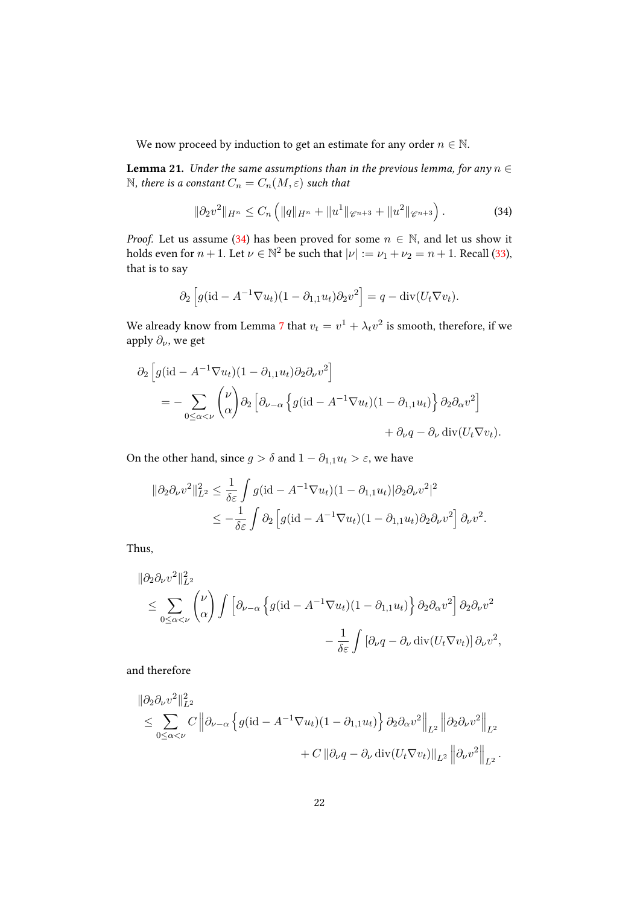We now proceed by induction to get an estimate for any order $n \in \mathbb{N}$.

**Lemma 21.** *Under the same assumptions than in the previous lemma, for any $n \in \mathbb{N}$, there is a constant $C_n = C_n(M, \varepsilon)$ such that*

$$\|\partial_2 v^2\|_{H^n} \leq C_n \left( \|q\|_{H^n} + \|u^1\|_{\mathscr{C}^{n+3}} + \|u^2\|_{\mathscr{C}^{n+3}} \right). \tag{34}$$

*Proof.* Let us assume (34) has been proved for some $n \in \mathbb{N}$, and let us show it holds even for $n+1$. Let $\nu \in \mathbb{N}^2$ be such that $|\nu| := \nu_1 + \nu_2 = n+1$. Recall (33), that is to say

$$\partial_2 \left[ g(\mathrm{id} - A^{-1} \nabla u_t)(1 - \partial_{1,1} u_t) \partial_2 v^2 \right] = q - \operatorname{div}(U_t \nabla v_t).$$

We already know from Lemma 7 that $v_t = v^1 + \lambda_t v^2$ is smooth, therefore, if we apply $\partial_\nu$, we get

$$\begin{aligned}
&\partial_2 \left[ g(\mathrm{id} - A^{-1} \nabla u_t)(1 - \partial_{1,1} u_t) \partial_2 \partial_\nu v^2 \right] \\
&\qquad = - \sum_{0 \leq \alpha < \nu} \binom{\nu}{\alpha} \partial_2 \left[ \partial_{\nu - \alpha} \left\{ g(\mathrm{id} - A^{-1} \nabla u_t)(1 - \partial_{1,1} u_t) \right\} \partial_2 \partial_\alpha v^2 \right] \\
&\qquad\qquad + \partial_\nu q - \partial_\nu \operatorname{div}(U_t \nabla v_t).
\end{aligned}$$

On the other hand, since $g > \delta$ and $1 - \partial_{1,1} u_t > \varepsilon$, we have

$$\begin{aligned}
\|\partial_2 \partial_\nu v^2\|_{L^2}^2 &\leq \frac{1}{\delta \varepsilon} \int g(\mathrm{id} - A^{-1} \nabla u_t)(1 - \partial_{1,1} u_t) |\partial_2 \partial_\nu v^2|^2 \\
&\leq -\frac{1}{\delta \varepsilon} \int \partial_2 \left[ g(\mathrm{id} - A^{-1} \nabla u_t)(1 - \partial_{1,1} u_t) \partial_2 \partial_\nu v^2 \right] \partial_\nu v^2.
\end{aligned}$$

Thus,

$$\begin{aligned}
&\|\partial_2 \partial_\nu v^2\|_{L^2}^2 \\
&\quad \leq \sum_{0 \leq \alpha < \nu} \binom{\nu}{\alpha} \int \left[ \partial_{\nu - \alpha} \left\{ g(\mathrm{id} - A^{-1} \nabla u_t)(1 - \partial_{1,1} u_t) \right\} \partial_2 \partial_\alpha v^2 \right] \partial_2 \partial_\nu v^2 \\
&\qquad\qquad - \frac{1}{\delta \varepsilon} \int \left[ \partial_\nu q - \partial_\nu \operatorname{div}(U_t \nabla v_t) \right] \partial_\nu v^2,
\end{aligned}$$

and therefore

$$\begin{aligned}
&\|\partial_2 \partial_\nu v^2\|_{L^2}^2 \\
&\quad \leq \sum_{0 \leq \alpha < \nu} C \left\| \partial_{\nu - \alpha} \left\{ g(\mathrm{id} - A^{-1} \nabla u_t)(1 - \partial_{1,1} u_t) \right\} \partial_2 \partial_\alpha v^2 \right\|_{L^2} \left\| \partial_2 \partial_\nu v^2 \right\|_{L^2} \\
&\qquad\qquad + C \left\| \partial_\nu q - \partial_\nu \operatorname{div}(U_t \nabla v_t) \right\|_{L^2} \left\| \partial_\nu v^2 \right\|_{L^2}.
\end{aligned}$$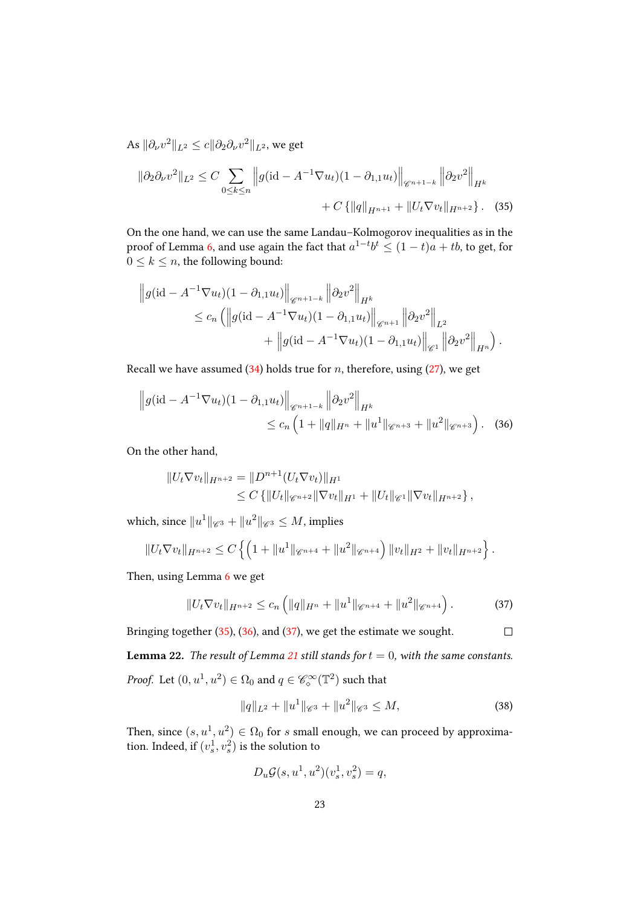As $\|\partial_\nu v^2\|_{L^2} \le c\|\partial_2\partial_\nu v^2\|_{L^2}$, we get

$$\|\partial_2\partial_\nu v^2\|_{L^2} \le C \sum_{0\le k\le n} \left\| g(\mathrm{id} - A^{-1}\nabla u_t)(1-\partial_{1,1}u_t)\right\|_{\mathscr{C}^{n+1-k}} \left\|\partial_2 v^2\right\|_{H^k} + C\left\{\|q\|_{H^{n+1}} + \|U_t\nabla v_t\|_{H^{n+2}}\right\}. \quad (35)$$

On the one hand, we can use the same Landau–Kolmogorov inequalities as in the proof of Lemma 6, and use again the fact that $a^{1-t}b^t \le (1-t)a + tb$, to get, for $0 \le k \le n$, the following bound:

$$\begin{aligned}\left\| g(\mathrm{id} - A^{-1}\nabla u_t)(1-\partial_{1,1}u_t)\right\|_{\mathscr{C}^{n+1-k}} \left\|\partial_2 v^2\right\|_{H^k} \\ \le c_n \Big( \left\| g(\mathrm{id} - A^{-1}\nabla u_t)(1-\partial_{1,1}u_t)\right\|_{\mathscr{C}^{n+1}} \left\|\partial_2 v^2\right\|_{L^2} \\ + \left\| g(\mathrm{id} - A^{-1}\nabla u_t)(1-\partial_{1,1}u_t)\right\|_{\mathscr{C}^{1}} \left\|\partial_2 v^2\right\|_{H^n}\Big).\end{aligned}$$

Recall we have assumed (34) holds true for $n$, therefore, using (27), we get

$$\left\| g(\mathrm{id} - A^{-1}\nabla u_t)(1-\partial_{1,1}u_t)\right\|_{\mathscr{C}^{n+1-k}} \left\|\partial_2 v^2\right\|_{H^k} \le c_n\left(1 + \|q\|_{H^n} + \|u^1\|_{\mathscr{C}^{n+3}} + \|u^2\|_{\mathscr{C}^{n+3}}\right). \quad (36)$$

On the other hand,

$$\begin{aligned}\|U_t\nabla v_t\|_{H^{n+2}} &= \|D^{n+1}(U_t\nabla v_t)\|_{H^1} \\ &\le C\left\{\|U_t\|_{\mathscr{C}^{n+2}}\|\nabla v_t\|_{H^1} + \|U_t\|_{\mathscr{C}^1}\|\nabla v_t\|_{H^{n+2}}\right\},\end{aligned}$$

which, since $\|u^1\|_{\mathscr{C}^3} + \|u^2\|_{\mathscr{C}^3} \le M$, implies

$$\|U_t\nabla v_t\|_{H^{n+2}} \le C\left\{\left(1 + \|u^1\|_{\mathscr{C}^{n+4}} + \|u^2\|_{\mathscr{C}^{n+4}}\right)\|v_t\|_{H^2} + \|v_t\|_{H^{n+2}}\right\}.$$

Then, using Lemma 6 we get

$$\|U_t\nabla v_t\|_{H^{n+2}} \le c_n\left(\|q\|_{H^n} + \|u^1\|_{\mathscr{C}^{n+4}} + \|u^2\|_{\mathscr{C}^{n+4}}\right). \quad (37)$$

Bringing together (35), (36), and (37), we get the estimate we sought. $\square$

**Lemma 22.** *The result of Lemma 21 still stands for $t = 0$, with the same constants.*

*Proof.* Let $(0, u^1, u^2) \in \Omega_0$ and $q \in \mathscr{C}^\infty_\diamond(\mathbb{T}^2)$ such that

$$\|q\|_{L^2} + \|u^1\|_{\mathscr{C}^3} + \|u^2\|_{\mathscr{C}^3} \le M, \quad (38)$$

Then, since $(s, u^1, u^2) \in \Omega_0$ for $s$ small enough, we can proceed by approximation. Indeed, if $(v^1_s, v^2_s)$ is the solution to

$$D_u\mathcal{G}(s, u^1, u^2)(v^1_s, v^2_s) = q,$$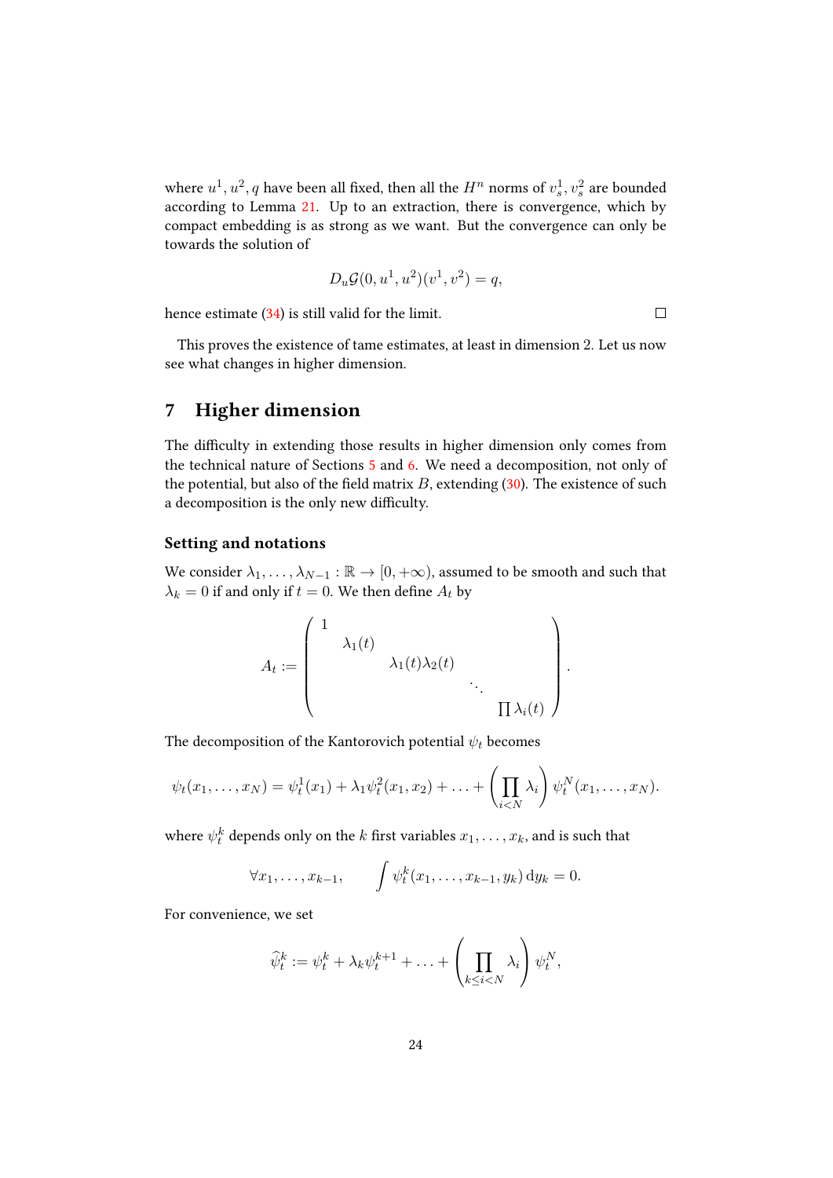where $u^1, u^2, q$ have been all fixed, then all the $H^n$ norms of $v_s^1, v_s^2$ are bounded according to Lemma 21. Up to an extraction, there is convergence, which by compact embedding is as strong as we want. But the convergence can only be towards the solution of

$$D_u\mathcal{G}(0, u^1, u^2)(v^1, v^2) = q,$$

hence estimate (34) is still valid for the limit. □

This proves the existence of tame estimates, at least in dimension 2. Let us now see what changes in higher dimension.

## 7 Higher dimension

The difficulty in extending those results in higher dimension only comes from the technical nature of Sections 5 and 6. We need a decomposition, not only of the potential, but also of the field matrix $B$, extending (30). The existence of such a decomposition is the only new difficulty.

### Setting and notations

We consider $\lambda_1, \dots, \lambda_{N-1} : \mathbb{R} \to [0, +\infty)$, assumed to be smooth and such that $\lambda_k = 0$ if and only if $t = 0$. We then define $A_t$ by

$$A_t := \begin{pmatrix} 1 & & & & \\ & \lambda_1(t) & & & \\ & & \lambda_1(t)\lambda_2(t) & & \\ & & & \ddots & \\ & & & & \prod \lambda_i(t) \end{pmatrix}.$$

The decomposition of the Kantorovich potential $\psi_t$ becomes

$$\psi_t(x_1, \dots, x_N) = \psi_t^1(x_1) + \lambda_1\psi_t^2(x_1, x_2) + \dots + \left(\prod_{i<N} \lambda_i\right) \psi_t^N(x_1, \dots, x_N).$$

where $\psi_t^k$ depends only on the $k$ first variables $x_1, \dots, x_k$, and is such that

$$\forall x_1, \dots, x_{k-1}, \qquad \int \psi_t^k(x_1, \dots, x_{k-1}, y_k)\, \mathrm{d}y_k = 0.$$

For convenience, we set

$$\widehat{\psi}_t^k := \psi_t^k + \lambda_k\psi_t^{k+1} + \dots + \left(\prod_{k \le i < N} \lambda_i\right) \psi_t^N,$$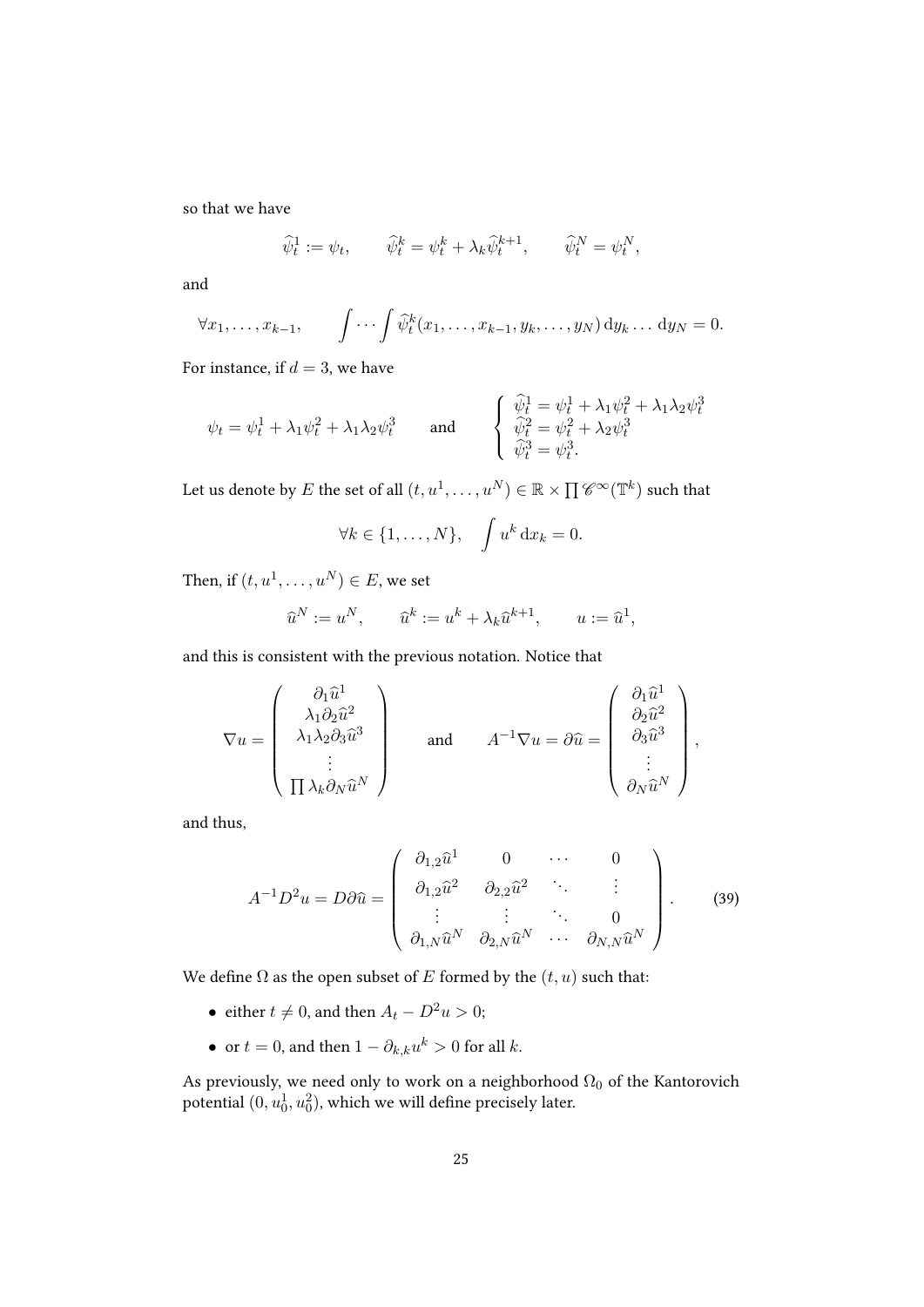so that we have

$$\widehat{\psi}_t^1 := \psi_t, \qquad \widehat{\psi}_t^k = \psi_t^k + \lambda_k \widehat{\psi}_t^{k+1}, \qquad \widehat{\psi}_t^N = \psi_t^N,$$

and

$$\forall x_1, \dots, x_{k-1}, \qquad \int \cdots \int \widehat{\psi}_t^k(x_1, \dots, x_{k-1}, y_k, \dots, y_N) \, \mathrm{d}y_k \dots \mathrm{d}y_N = 0.$$

For instance, if $d = 3$, we have

$$\psi_t = \psi_t^1 + \lambda_1 \psi_t^2 + \lambda_1 \lambda_2 \psi_t^3 \qquad \text{and} \qquad \left\{ \begin{array}{l} \widehat{\psi}_t^1 = \psi_t^1 + \lambda_1 \psi_t^2 + \lambda_1 \lambda_2 \psi_t^3 \\ \widehat{\psi}_t^2 = \psi_t^2 + \lambda_2 \psi_t^3 \\ \widehat{\psi}_t^3 = \psi_t^3. \end{array} \right.$$

Let us denote by $E$ the set of all $(t, u^1, \dots, u^N) \in \mathbb{R} \times \prod \mathscr{C}^\infty(\mathbb{T}^k)$ such that

$$\forall k \in \{1, \dots, N\}, \quad \int u^k \, \mathrm{d}x_k = 0.$$

Then, if $(t, u^1, \dots, u^N) \in E$, we set

$$\widehat{u}^N := u^N, \qquad \widehat{u}^k := u^k + \lambda_k \widehat{u}^{k+1}, \qquad u := \widehat{u}^1,$$

and this is consistent with the previous notation. Notice that

$$\nabla u = \begin{pmatrix} \partial_1 \widehat{u}^1 \\ \lambda_1 \partial_2 \widehat{u}^2 \\ \lambda_1 \lambda_2 \partial_3 \widehat{u}^3 \\ \vdots \\ \prod \lambda_k \partial_N \widehat{u}^N \end{pmatrix} \qquad \text{and} \qquad A^{-1} \nabla u = \partial \widehat{u} = \begin{pmatrix} \partial_1 \widehat{u}^1 \\ \partial_2 \widehat{u}^2 \\ \partial_3 \widehat{u}^3 \\ \vdots \\ \partial_N \widehat{u}^N \end{pmatrix},$$

and thus,

$$A^{-1} D^2 u = D \partial \widehat{u} = \begin{pmatrix} \partial_{1,2} \widehat{u}^1 & 0 & \cdots & 0 \\ \partial_{1,2} \widehat{u}^2 & \partial_{2,2} \widehat{u}^2 & \ddots & \vdots \\ \vdots & \vdots & \ddots & 0 \\ \partial_{1,N} \widehat{u}^N & \partial_{2,N} \widehat{u}^N & \cdots & \partial_{N,N} \widehat{u}^N \end{pmatrix}. \tag{39}$$

We define $\Omega$ as the open subset of $E$ formed by the $(t, u)$ such that:

- either $t \neq 0$, and then $A_t - D^2 u > 0$;
- or $t = 0$, and then $1 - \partial_{k,k} u^k > 0$ for all $k$.

As previously, we need only to work on a neighborhood $\Omega_0$ of the Kantorovich potential $(0, u_0^1, u_0^2)$, which we will define precisely later.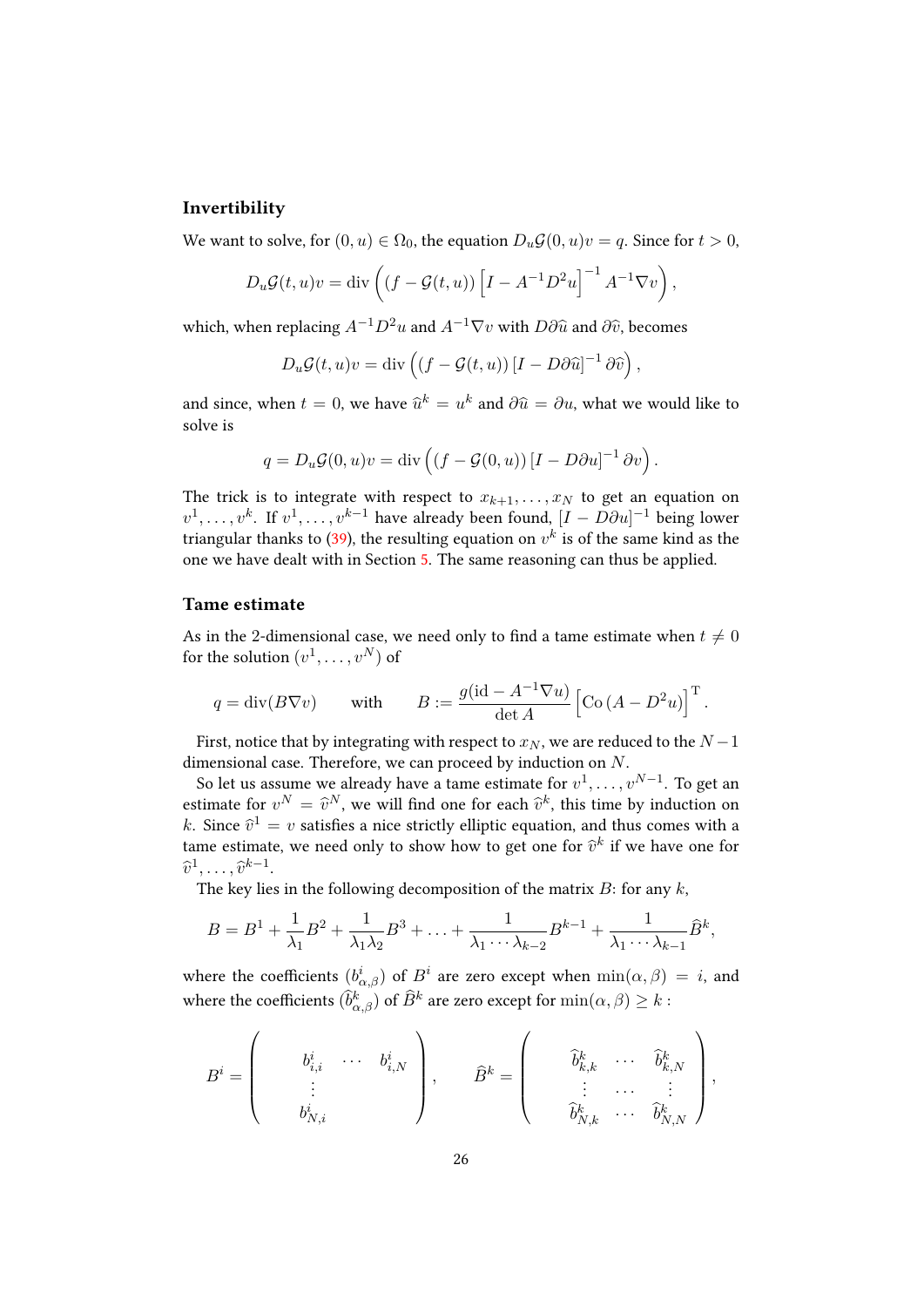### Invertibility

We want to solve, for $(0,u) \in \Omega_0$, the equation $D_u\mathcal{G}(0,u)v = q$. Since for $t > 0$,

$$D_u\mathcal{G}(t,u)v = \operatorname{div}\left( (f - \mathcal{G}(t,u)) \left[ I - A^{-1}D^2u \right]^{-1} A^{-1}\nabla v \right),$$

which, when replacing $A^{-1}D^2u$ and $A^{-1}\nabla v$ with $D\partial\widehat{u}$ and $\partial\widehat{v}$, becomes

$$D_u\mathcal{G}(t,u)v = \operatorname{div}\left( (f - \mathcal{G}(t,u)) \left[ I - D\partial\widehat{u} \right]^{-1} \partial\widehat{v} \right),$$

and since, when $t = 0$, we have $\widehat{u}^k = u^k$ and $\partial\widehat{u} = \partial u$, what we would like to solve is

$$q = D_u\mathcal{G}(0,u)v = \operatorname{div}\left( (f - \mathcal{G}(0,u)) \left[ I - D\partial u \right]^{-1} \partial v \right).$$

The trick is to integrate with respect to $x_{k+1}, \dots, x_N$ to get an equation on $v^1, \dots, v^k$. If $v^1, \dots, v^{k-1}$ have already been found, $[I - D\partial u]^{-1}$ being lower triangular thanks to (39), the resulting equation on $v^k$ is of the same kind as the one we have dealt with in Section 5. The same reasoning can thus be applied.

### Tame estimate

As in the 2-dimensional case, we need only to find a tame estimate when $t \neq 0$ for the solution $(v^1, \dots, v^N)$ of

$$q = \operatorname{div}(B\nabla v) \qquad \text{with} \qquad B := \frac{g(\mathrm{id} - A^{-1}\nabla u)}{\det A} \left[ \operatorname{Co}\left( A - D^2u \right) \right]^{\mathrm{T}}.$$

First, notice that by integrating with respect to $x_N$, we are reduced to the $N-1$ dimensional case. Therefore, we can proceed by induction on $N$.

So let us assume we already have a tame estimate for $v^1, \dots, v^{N-1}$. To get an estimate for $v^N = \widehat{v}^N$, we will find one for each $\widehat{v}^k$, this time by induction on $k$. Since $\widehat{v}^1 = v$ satisfies a nice strictly elliptic equation, and thus comes with a tame estimate, we need only to show how to get one for $\widehat{v}^k$ if we have one for $\widehat{v}^1, \dots, \widehat{v}^{k-1}$.

The key lies in the following decomposition of the matrix $B$: for any $k$,

$$B = B^1 + \frac{1}{\lambda_1}B^2 + \frac{1}{\lambda_1\lambda_2}B^3 + \ldots + \frac{1}{\lambda_1 \cdots \lambda_{k-2}}B^{k-1} + \frac{1}{\lambda_1 \cdots \lambda_{k-1}}\widehat{B}^k,$$

where the coefficients $(b^i_{\alpha,\beta})$ of $B^i$ are zero except when $\min(\alpha,\beta) = i$, and where the coefficients $(\widehat{b}^k_{\alpha,\beta})$ of $\widehat{B}^k$ are zero except for $\min(\alpha,\beta) \geq k$ :

$$B^i = \begin{pmatrix} & b^i_{i,i} & \cdots & b^i_{i,N} \\ & \vdots & & \\ & b^i_{N,i} & & \end{pmatrix}, \qquad \widehat{B}^k = \begin{pmatrix} & \widehat{b}^k_{k,k} & \cdots & \widehat{b}^k_{k,N} \\ & \vdots & \cdots & \vdots \\ & \widehat{b}^k_{N,k} & \cdots & \widehat{b}^k_{N,N} \end{pmatrix},$$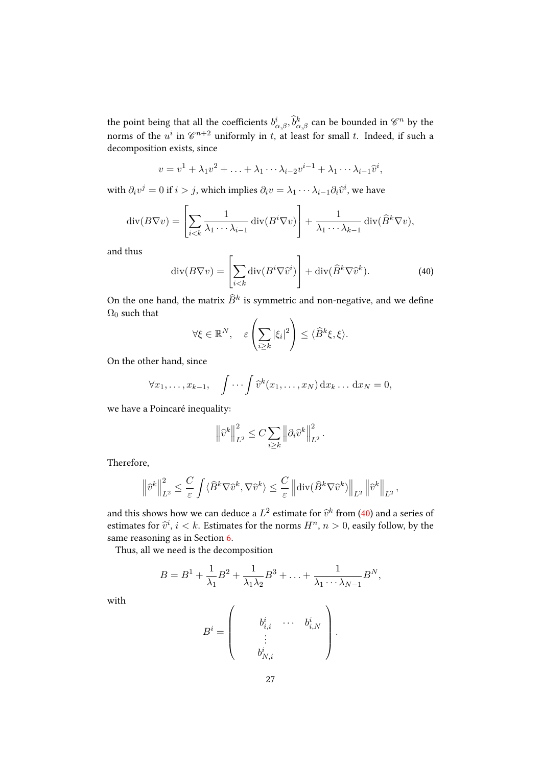the point being that all the coefficients $b^i_{\alpha,\beta}, \widehat{b}^k_{\alpha,\beta}$ can be bounded in $\mathscr{C}^n$ by the norms of the $u^i$ in $\mathscr{C}^{n+2}$ uniformly in $t$, at least for small $t$. Indeed, if such a decomposition exists, since

$$v = v^1 + \lambda_1 v^2 + \ldots + \lambda_1 \cdots \lambda_{i-2} v^{i-1} + \lambda_1 \cdots \lambda_{i-1} \widehat{v}^i,$$

with $\partial_i v^j = 0$ if $i > j$, which implies $\partial_i v = \lambda_1 \cdots \lambda_{i-1} \partial_i \widehat{v}^i$, we have

$$\operatorname{div}(B \nabla v) = \left[ \sum_{i<k} \frac{1}{\lambda_1 \cdots \lambda_{i-1}} \operatorname{div}(B^i \nabla v) \right] + \frac{1}{\lambda_1 \cdots \lambda_{k-1}} \operatorname{div}(\widehat{B}^k \nabla v),$$

and thus

$$\operatorname{div}(B \nabla v) = \left[ \sum_{i<k} \operatorname{div}(B^i \nabla \widehat{v}^i) \right] + \operatorname{div}(\widehat{B}^k \nabla \widehat{v}^k). \tag{40}$$

On the one hand, the matrix $\widehat{B}^k$ is symmetric and non-negative, and we define $\Omega_0$ such that

$$\forall \xi \in \mathbb{R}^N, \quad \varepsilon \left( \sum_{i \geq k} |\xi_i|^2 \right) \leq \langle \widehat{B}^k \xi, \xi \rangle.$$

On the other hand, since

$$\forall x_1, \ldots, x_{k-1}, \quad \int \cdots \int \widehat{v}^k(x_1, \ldots, x_N) \, \mathrm{d}x_k \ldots \mathrm{d}x_N = 0,$$

we have a Poincaré inequality:

$$\left\| \widehat{v}^k \right\|^2_{L^2} \leq C \sum_{i \geq k} \left\| \partial_i \widehat{v}^k \right\|^2_{L^2}.$$

Therefore,

$$\left\| \widehat{v}^k \right\|^2_{L^2} \leq \frac{C}{\varepsilon} \int \langle \widehat{B}^k \nabla \widehat{v}^k, \nabla \widehat{v}^k \rangle \leq \frac{C}{\varepsilon} \left\| \operatorname{div}(\widehat{B}^k \nabla \widehat{v}^k) \right\|_{L^2} \left\| \widehat{v}^k \right\|_{L^2},$$

and this shows how we can deduce a $L^2$ estimate for $\widehat{v}^k$ from (40) and a series of estimates for $\widehat{v}^i$, $i < k$. Estimates for the norms $H^n$, $n > 0$, easily follow, by the same reasoning as in Section 6.

Thus, all we need is the decomposition

$$B = B^1 + \frac{1}{\lambda_1} B^2 + \frac{1}{\lambda_1 \lambda_2} B^3 + \ldots + \frac{1}{\lambda_1 \cdots \lambda_{N-1}} B^N,$$

with

$$B^i = \begin{pmatrix} & & & \\ & b^i_{i,i} & \cdots & b^i_{i,N} \\ & \vdots & & \\ & b^i_{N,i} & & \end{pmatrix}.$$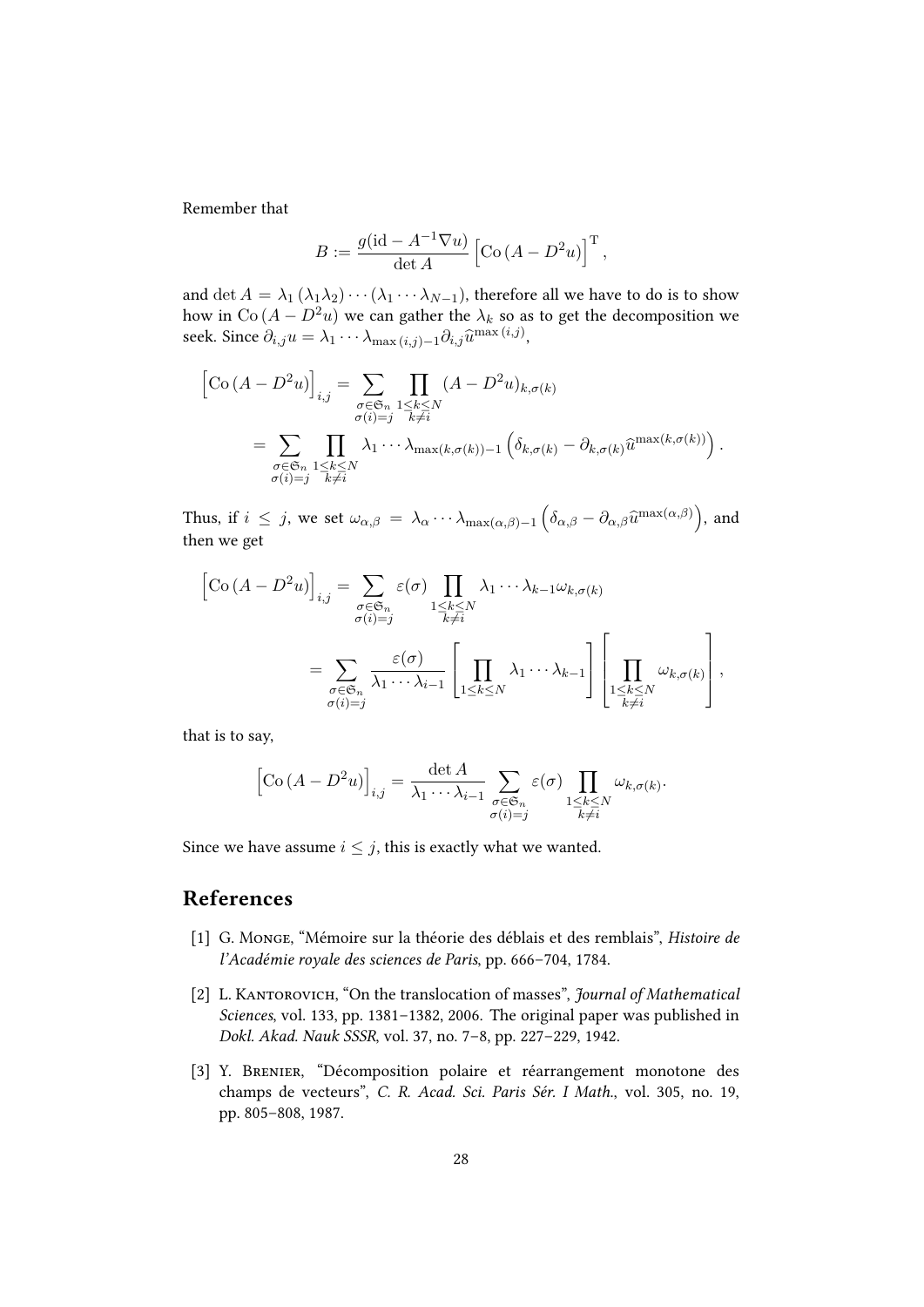Remember that

$$B := \frac{g(\mathrm{id} - A^{-1}\nabla u)}{\det A} \left[\mathrm{Co}\,(A - D^2 u)\right]^{\mathrm{T}},$$

and $\det A = \lambda_1\,(\lambda_1\lambda_2)\cdots(\lambda_1\cdots\lambda_{N-1})$, therefore all we have to do is to show how in $\mathrm{Co}\,(A - D^2u)$ we can gather the $\lambda_k$ so as to get the decomposition we seek. Since $\partial_{i,j}u = \lambda_1\cdots\lambda_{\max(i,j)-1}\partial_{i,j}\widehat{u}^{\max(i,j)}$,

$$\begin{aligned}
\left[\mathrm{Co}\,(A - D^2u)\right]_{i,j} &= \sum_{\substack{\sigma\in\mathfrak{S}_n\\ \sigma(i)=j}} \prod_{\substack{1\le k\le N\\ k\ne i}} (A - D^2u)_{k,\sigma(k)} \\
&= \sum_{\substack{\sigma\in\mathfrak{S}_n\\ \sigma(i)=j}} \prod_{\substack{1\le k\le N\\ k\ne i}} \lambda_1\cdots\lambda_{\max(k,\sigma(k))-1}\left(\delta_{k,\sigma(k)} - \partial_{k,\sigma(k)}\widehat{u}^{\max(k,\sigma(k))}\right).
\end{aligned}$$

Thus, if $i \le j$, we set $\omega_{\alpha,\beta} = \lambda_\alpha\cdots\lambda_{\max(\alpha,\beta)-1}\left(\delta_{\alpha,\beta} - \partial_{\alpha,\beta}\widehat{u}^{\max(\alpha,\beta)}\right)$, and then we get

$$\begin{aligned}
\left[\mathrm{Co}\,(A - D^2u)\right]_{i,j} &= \sum_{\substack{\sigma\in\mathfrak{S}_n\\ \sigma(i)=j}} \varepsilon(\sigma) \prod_{\substack{1\le k\le N\\ k\ne i}} \lambda_1\cdots\lambda_{k-1}\omega_{k,\sigma(k)} \\
&= \sum_{\substack{\sigma\in\mathfrak{S}_n\\ \sigma(i)=j}} \frac{\varepsilon(\sigma)}{\lambda_1\cdots\lambda_{i-1}} \left[\prod_{1\le k\le N} \lambda_1\cdots\lambda_{k-1}\right]\left[\prod_{\substack{1\le k\le N\\ k\ne i}} \omega_{k,\sigma(k)}\right],
\end{aligned}$$

that is to say,

$$\left[\mathrm{Co}\,(A - D^2u)\right]_{i,j} = \frac{\det A}{\lambda_1\cdots\lambda_{i-1}} \sum_{\substack{\sigma\in\mathfrak{S}_n\\ \sigma(i)=j}} \varepsilon(\sigma) \prod_{\substack{1\le k\le N\\ k\ne i}} \omega_{k,\sigma(k)}.$$

Since we have assume $i \le j$, this is exactly what we wanted.

## References

[1] G. Monge, "Mémoire sur la théorie des déblais et des remblais", *Histoire de l'Académie royale des sciences de Paris*, pp. 666–704, 1784.

[2] L. Kantorovich, "On the translocation of masses", *Journal of Mathematical Sciences*, vol. 133, pp. 1381–1382, 2006. The original paper was published in *Dokl. Akad. Nauk SSSR*, vol. 37, no. 7–8, pp. 227–229, 1942.

[3] Y. Brenier, "Décomposition polaire et réarrangement monotone des champs de vecteurs", *C. R. Acad. Sci. Paris Sér. I Math.*, vol. 305, no. 19, pp. 805–808, 1987.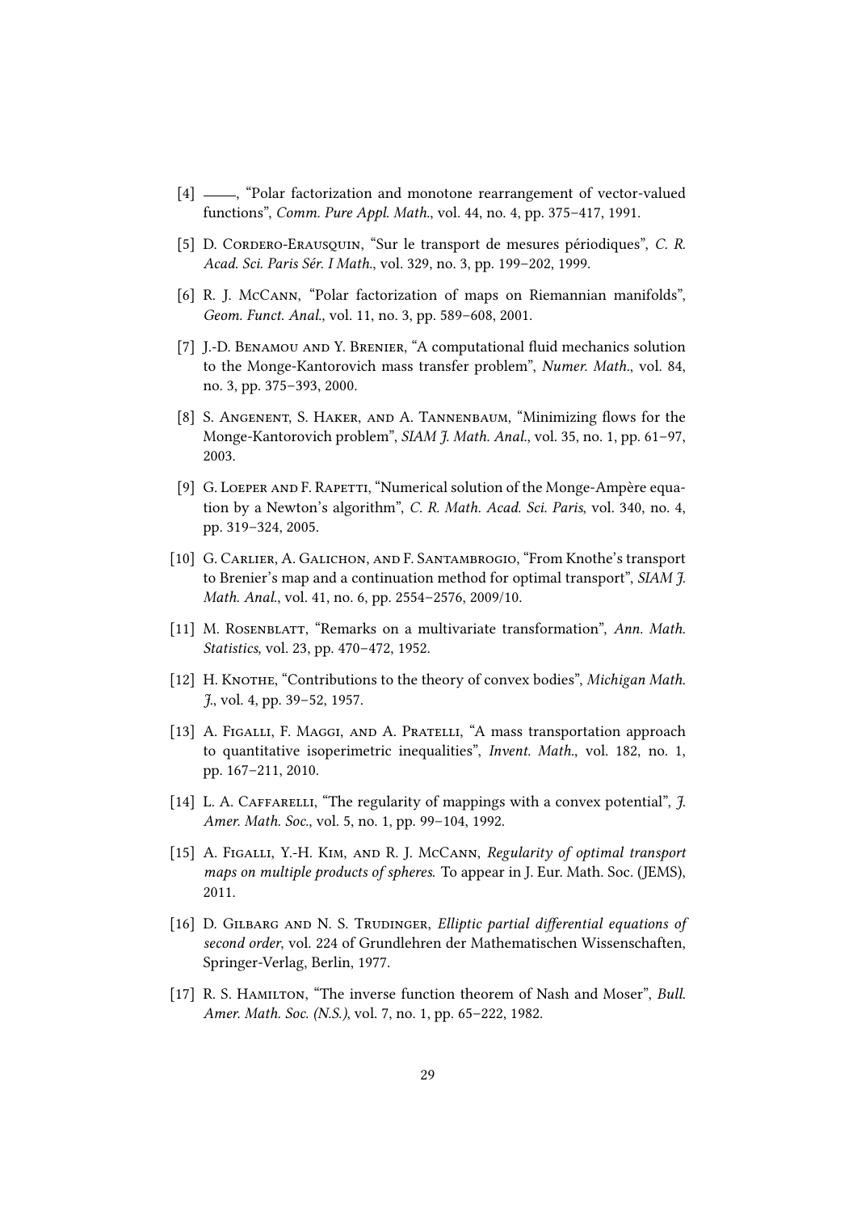[4] ——, "Polar factorization and monotone rearrangement of vector-valued functions", *Comm. Pure Appl. Math.*, vol. 44, no. 4, pp. 375–417, 1991.

[5] D. Cordero-Erausquin, "Sur le transport de mesures périodiques", *C. R. Acad. Sci. Paris Sér. I Math.*, vol. 329, no. 3, pp. 199–202, 1999.

[6] R. J. McCann, "Polar factorization of maps on Riemannian manifolds", *Geom. Funct. Anal.*, vol. 11, no. 3, pp. 589–608, 2001.

[7] J.-D. Benamou and Y. Brenier, "A computational fluid mechanics solution to the Monge-Kantorovich mass transfer problem", *Numer. Math.*, vol. 84, no. 3, pp. 375–393, 2000.

[8] S. Angenent, S. Haker, and A. Tannenbaum, "Minimizing flows for the Monge-Kantorovich problem", *SIAM J. Math. Anal.*, vol. 35, no. 1, pp. 61–97, 2003.

[9] G. Loeper and F. Rapetti, "Numerical solution of the Monge-Ampère equation by a Newton's algorithm", *C. R. Math. Acad. Sci. Paris*, vol. 340, no. 4, pp. 319–324, 2005.

[10] G. Carlier, A. Galichon, and F. Santambrogio, "From Knothe's transport to Brenier's map and a continuation method for optimal transport", *SIAM J. Math. Anal.*, vol. 41, no. 6, pp. 2554–2576, 2009/10.

[11] M. Rosenblatt, "Remarks on a multivariate transformation", *Ann. Math. Statistics*, vol. 23, pp. 470–472, 1952.

[12] H. Knothe, "Contributions to the theory of convex bodies", *Michigan Math. J.*, vol. 4, pp. 39–52, 1957.

[13] A. Figalli, F. Maggi, and A. Pratelli, "A mass transportation approach to quantitative isoperimetric inequalities", *Invent. Math.*, vol. 182, no. 1, pp. 167–211, 2010.

[14] L. A. Caffarelli, "The regularity of mappings with a convex potential", *J. Amer. Math. Soc.*, vol. 5, no. 1, pp. 99–104, 1992.

[15] A. Figalli, Y.-H. Kim, and R. J. McCann, *Regularity of optimal transport maps on multiple products of spheres*. To appear in J. Eur. Math. Soc. (JEMS), 2011.

[16] D. Gilbarg and N. S. Trudinger, *Elliptic partial differential equations of second order*, vol. 224 of Grundlehren der Mathematischen Wissenschaften, Springer-Verlag, Berlin, 1977.

[17] R. S. Hamilton, "The inverse function theorem of Nash and Moser", *Bull. Amer. Math. Soc. (N.S.)*, vol. 7, no. 1, pp. 65–222, 1982.